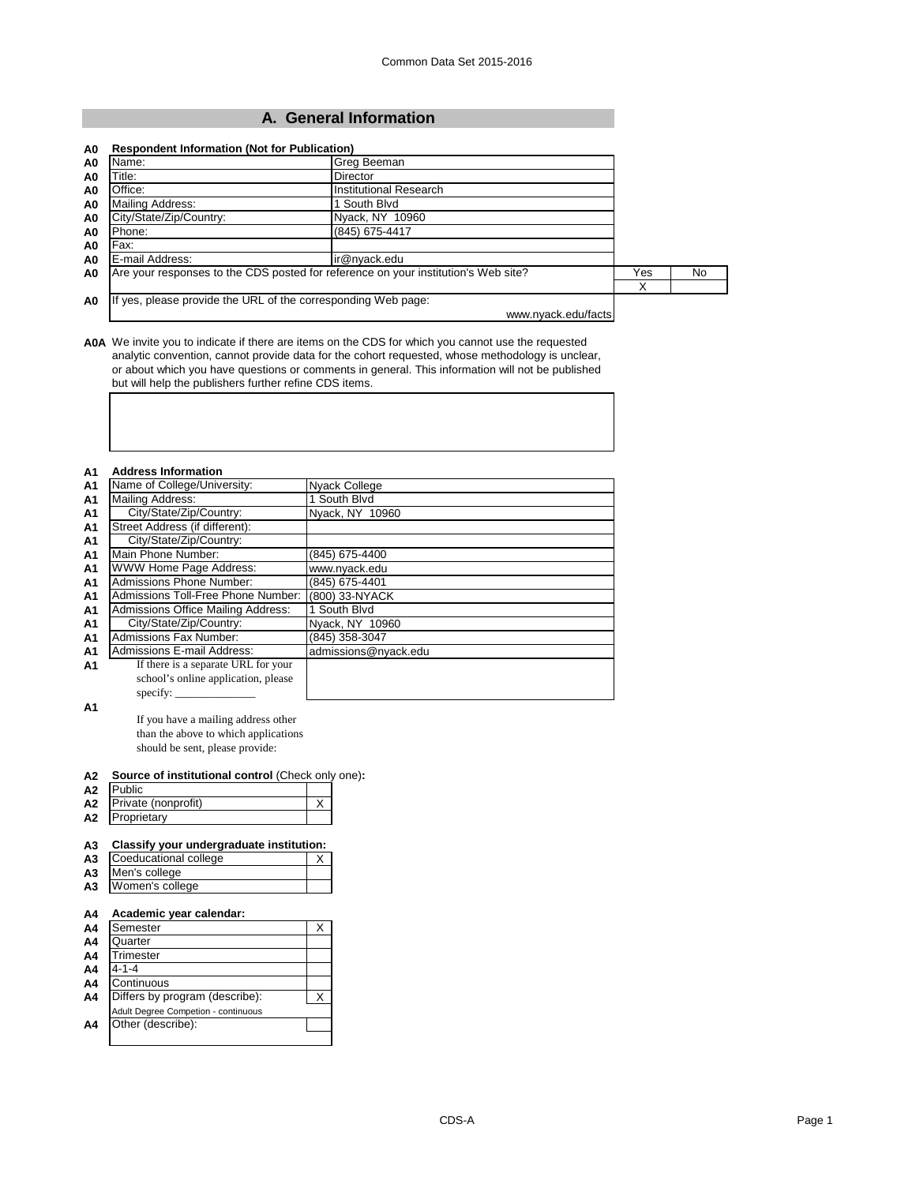Common Data Set 2015-2016

## A. General Information

**A0 Respondent Information (Not for Publication)**

| | | |
|---|---|---|
| A0 | Name: | Greg Beeman |
| A0 | Title: | Director |
| A0 | Office: | Institutional Research |
| A0 | Mailing Address: | 1 South Blvd |
| A0 | City/State/Zip/Country: | Nyack, NY 10960 |
| A0 | Phone: | (845) 675-4417 |
| A0 | Fax: | |
| A0 | E-mail Address: | ir@nyack.edu |

| | | Yes | No |
|---|---|---|---|
| A0 | Are your responses to the CDS posted for reference on your institution's Web site? | X | |

A0 If yes, please provide the URL of the corresponding Web page:
www.nyack.edu/facts

**A0A** We invite you to indicate if there are items on the CDS for which you cannot use the requested analytic convention, cannot provide data for the cohort requested, whose methodology is unclear, or about which you have questions or comments in general. This information will not be published but will help the publishers further refine CDS items.

**A1 Address Information**

| | | |
|---|---|---|
| A1 | Name of College/University: | Nyack College |
| A1 | Mailing Address: | 1 South Blvd |
| A1 | City/State/Zip/Country: | Nyack, NY 10960 |
| A1 | Street Address (if different): | |
| A1 | City/State/Zip/Country: | |
| A1 | Main Phone Number: | (845) 675-4400 |
| A1 | WWW Home Page Address: | www.nyack.edu |
| A1 | Admissions Phone Number: | (845) 675-4401 |
| A1 | Admissions Toll-Free Phone Number: | (800) 33-NYACK |
| A1 | Admissions Office Mailing Address: | 1 South Blvd |
| A1 | City/State/Zip/Country: | Nyack, NY 10960 |
| A1 | Admissions Fax Number: | (845) 358-3047 |
| A1 | Admissions E-mail Address: | admissions@nyack.edu |
| A1 | If there is a separate URL for your school's online application, please specify: ______________ | |

A1 If you have a mailing address other than the above to which applications should be sent, please provide:

**A2 Source of institutional control** (Check only one)**:**

| | | |
|---|---|---|
| A2 | Public | |
| A2 | Private (nonprofit) | X |
| A2 | Proprietary | |

**A3 Classify your undergraduate institution:**

| | | |
|---|---|---|
| A3 | Coeducational college | X |
| A3 | Men's college | |
| A3 | Women's college | |

**A4 Academic year calendar:**

| | | |
|---|---|---|
| A4 | Semester | X |
| A4 | Quarter | |
| A4 | Trimester | |
| A4 | 4-1-4 | |
| A4 | Continuous | |
| A4 | Differs by program (describe): | X |
| | Adult Degree Competion - continuous | |
| A4 | Other (describe): | |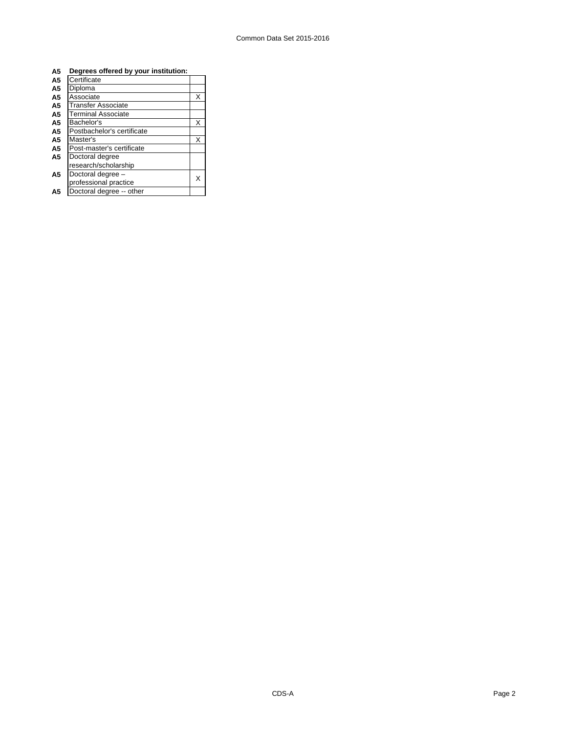| A5 | Degrees offered by your institution: | |
|---|---|---|
| A5 | Certificate | |
| A5 | Diploma | |
| A5 | Associate | X |
| A5 | Transfer Associate | |
| A5 | Terminal Associate | |
| A5 | Bachelor's | X |
| A5 | Postbachelor's certificate | |
| A5 | Master's | X |
| A5 | Post-master's certificate | |
| A5 | Doctoral degree research/scholarship | |
| A5 | Doctoral degree – professional practice | X |
| A5 | Doctoral degree -- other | |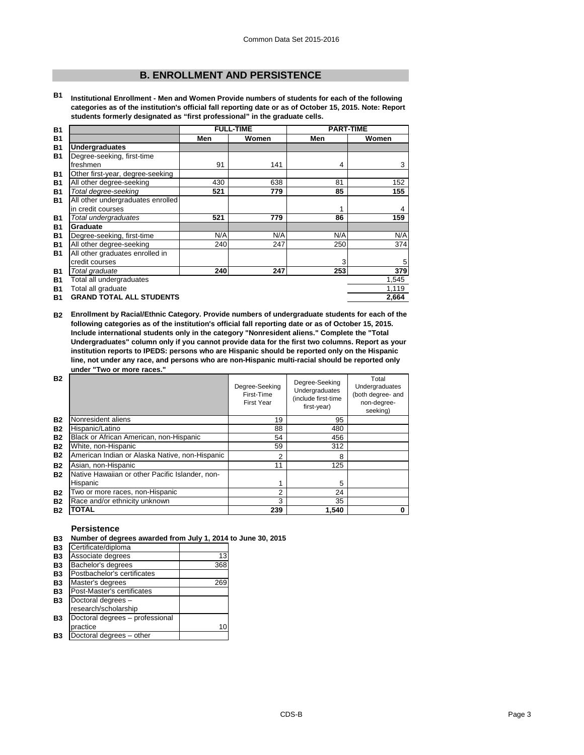## B. ENROLLMENT AND PERSISTENCE

**B1 Institutional Enrollment - Men and Women Provide numbers of students for each of the following categories as of the institution's official fall reporting date or as of October 15, 2015. Note: Report students formerly designated as "first professional" in the graduate cells.**

| | FULL-TIME | | PART-TIME | |
|---|---|---|---|---|
| | Men | Women | Men | Women |
| **Undergraduates** | | | | |
| Degree-seeking, first-time freshmen | 91 | 141 | 4 | 3 |
| Other first-year, degree-seeking | | | | |
| All other degree-seeking | 430 | 638 | 81 | 152 |
| *Total degree-seeking* | **521** | **779** | **85** | **155** |
| All other undergraduates enrolled in credit courses | | | 1 | 4 |
| *Total undergraduates* | **521** | **779** | **86** | **159** |
| **Graduate** | | | | |
| Degree-seeking, first-time | N/A | N/A | N/A | N/A |
| All other degree-seeking | 240 | 247 | 250 | 374 |
| All other graduates enrolled in credit courses | | | 3 | 5 |
| *Total graduate* | **240** | **247** | **253** | **379** |
| Total all undergraduates | | | | 1,545 |
| Total all graduate | | | | 1,119 |
| **GRAND TOTAL ALL STUDENTS** | | | | **2,664** |

**B2 Enrollment by Racial/Ethnic Category. Provide numbers of undergraduate students for each of the following categories as of the institution's official fall reporting date or as of October 15, 2015. Include international students only in the category "Nonresident aliens." Complete the "Total Undergraduates" column only if you cannot provide data for the first two columns. Report as your institution reports to IPEDS: persons who are Hispanic should be reported only on the Hispanic line, not under any race, and persons who are non-Hispanic multi-racial should be reported only under "Two or more races."**

| | Degree-Seeking First-Time First Year | Degree-Seeking Undergraduates (include first-time first-year) | Total Undergraduates (both degree- and non-degree-seeking) |
|---|---|---|---|
| Nonresident aliens | 19 | 95 | |
| Hispanic/Latino | 88 | 480 | |
| Black or African American, non-Hispanic | 54 | 456 | |
| White, non-Hispanic | 59 | 312 | |
| American Indian or Alaska Native, non-Hispanic | 2 | 8 | |
| Asian, non-Hispanic | 11 | 125 | |
| Native Hawaiian or other Pacific Islander, non-Hispanic | 1 | 5 | |
| Two or more races, non-Hispanic | 2 | 24 | |
| Race and/or ethnicity unknown | 3 | 35 | |
| **TOTAL** | **239** | **1,540** | **0** |

### Persistence

**B3 Number of degrees awarded from July 1, 2014 to June 30, 2015**

| Degree | Number |
|---|---|
| Certificate/diploma | |
| Associate degrees | 13 |
| Bachelor's degrees | 368 |
| Postbachelor's certificates | |
| Master's degrees | 269 |
| Post-Master's certificates | |
| Doctoral degrees – research/scholarship | |
| Doctoral degrees – professional practice | 10 |
| Doctoral degrees – other | |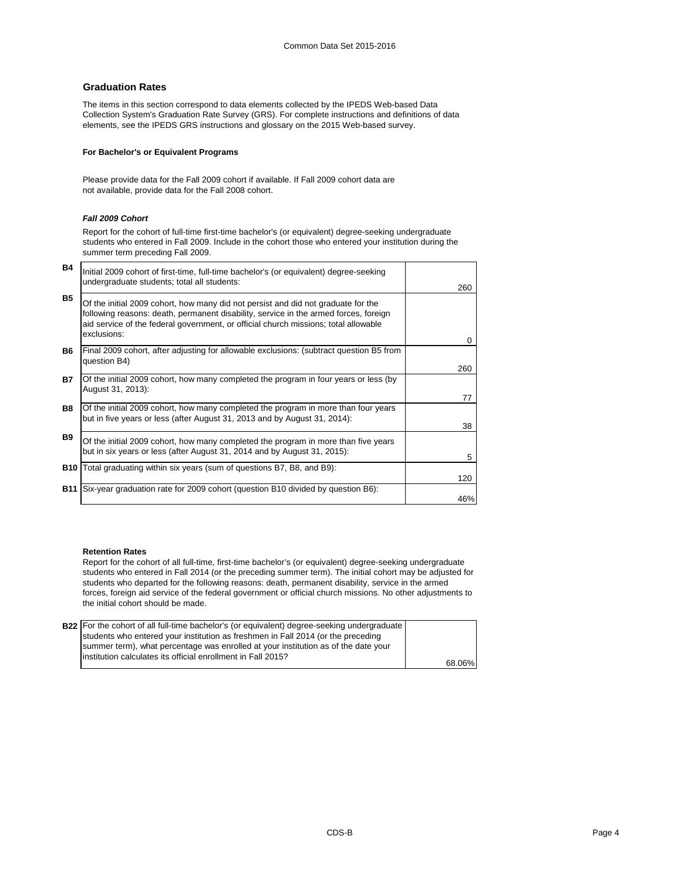## Graduation Rates

The items in this section correspond to data elements collected by the IPEDS Web-based Data Collection System's Graduation Rate Survey (GRS). For complete instructions and definitions of data elements, see the IPEDS GRS instructions and glossary on the 2015 Web-based survey.

### For Bachelor's or Equivalent Programs

Please provide data for the Fall 2009 cohort if available. If Fall 2009 cohort data are not available, provide data for the Fall 2008 cohort.

#### *Fall 2009 Cohort*

Report for the cohort of full-time first-time bachelor's (or equivalent) degree-seeking undergraduate students who entered in Fall 2009. Include in the cohort those who entered your institution during the summer term preceding Fall 2009.

| | | |
|---|---|---|
| **B4** | Initial 2009 cohort of first-time, full-time bachelor's (or equivalent) degree-seeking undergraduate students; total all students: | 260 |
| **B5** | Of the initial 2009 cohort, how many did not persist and did not graduate for the following reasons: death, permanent disability, service in the armed forces, foreign aid service of the federal government, or official church missions; total allowable exclusions: | 0 |
| **B6** | Final 2009 cohort, after adjusting for allowable exclusions: (subtract question B5 from question B4) | 260 |
| **B7** | Of the initial 2009 cohort, how many completed the program in four years or less (by August 31, 2013): | 77 |
| **B8** | Of the initial 2009 cohort, how many completed the program in more than four years but in five years or less (after August 31, 2013 and by August 31, 2014): | 38 |
| **B9** | Of the initial 2009 cohort, how many completed the program in more than five years but in six years or less (after August 31, 2014 and by August 31, 2015): | 5 |
| **B10** | Total graduating within six years (sum of questions B7, B8, and B9): | 120 |
| **B11** | Six-year graduation rate for 2009 cohort (question B10 divided by question B6): | 46% |

### Retention Rates

Report for the cohort of all full-time, first-time bachelor's (or equivalent) degree-seeking undergraduate students who entered in Fall 2014 (or the preceding summer term). The initial cohort may be adjusted for students who departed for the following reasons: death, permanent disability, service in the armed forces, foreign aid service of the federal government or official church missions. No other adjustments to the initial cohort should be made.

| | | |
|---|---|---|
| **B22** | For the cohort of all full-time bachelor's (or equivalent) degree-seeking undergraduate students who entered your institution as freshmen in Fall 2014 (or the preceding summer term), what percentage was enrolled at your institution as of the date your institution calculates its official enrollment in Fall 2015? | 68.06% |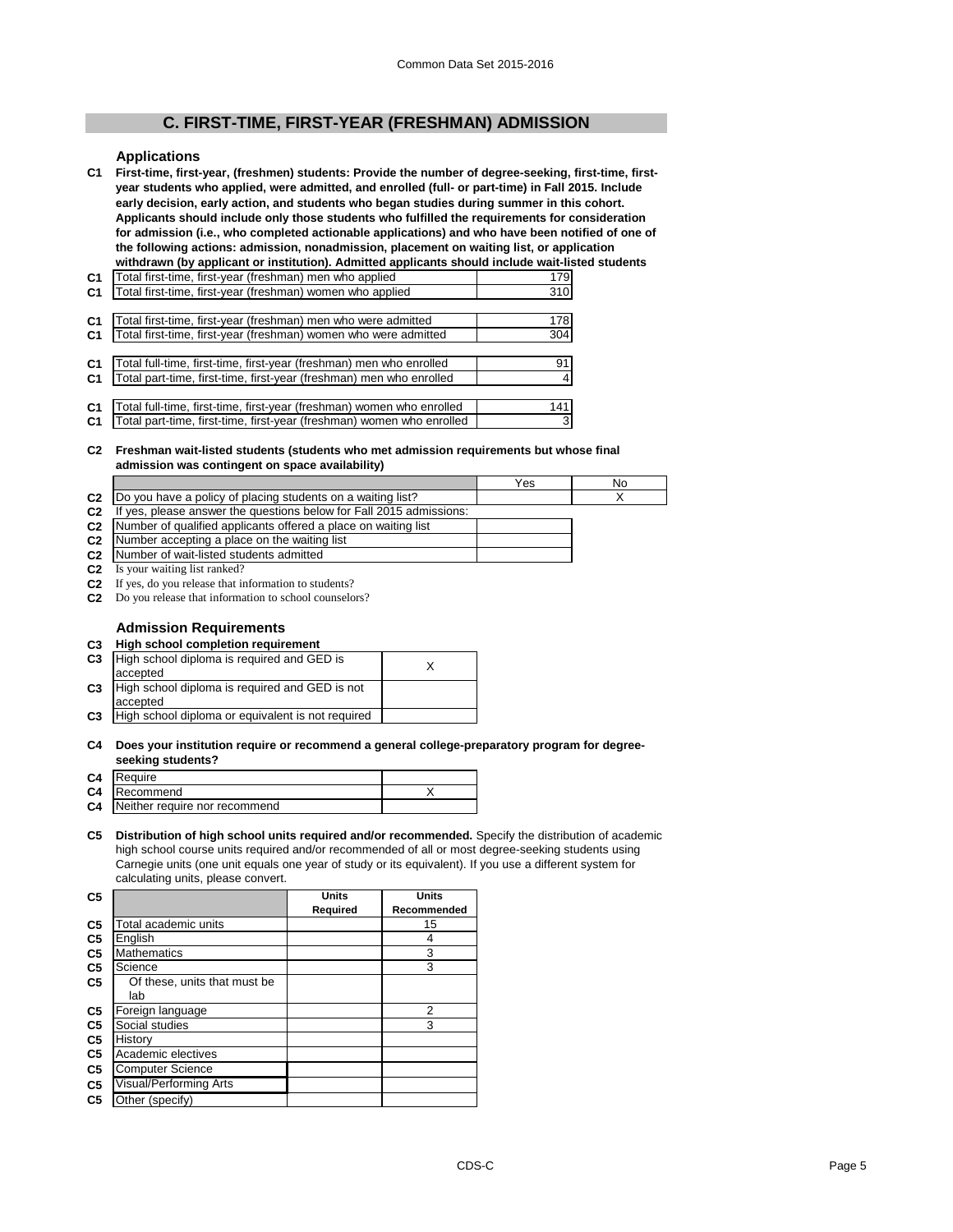## C. FIRST-TIME, FIRST-YEAR (FRESHMAN) ADMISSION

### Applications

**C1 First-time, first-year, (freshmen) students: Provide the number of degree-seeking, first-time, first-year students who applied, were admitted, and enrolled (full- or part-time) in Fall 2015. Include early decision, early action, and students who began studies during summer in this cohort. Applicants should include only those students who fulfilled the requirements for consideration for admission (i.e., who completed actionable applications) and who have been notified of one of the following actions: admission, nonadmission, placement on waiting list, or application withdrawn (by applicant or institution). Admitted applicants should include wait-listed students**

| | | |
|---|---|---|
| C1 | Total first-time, first-year (freshman) men who applied | 179 |
| C1 | Total first-time, first-year (freshman) women who applied | 310 |
| C1 | Total first-time, first-year (freshman) men who were admitted | 178 |
| C1 | Total first-time, first-year (freshman) women who were admitted | 304 |
| C1 | Total full-time, first-time, first-year (freshman) men who enrolled | 91 |
| C1 | Total part-time, first-time, first-year (freshman) men who enrolled | 4 |
| C1 | Total full-time, first-time, first-year (freshman) women who enrolled | 141 |
| C1 | Total part-time, first-time, first-year (freshman) women who enrolled | 3 |

**C2 Freshman wait-listed students (students who met admission requirements but whose final admission was contingent on space availability)**

| | | Yes | No |
|---|---|---|---|
| C2 | Do you have a policy of placing students on a waiting list? | | X |
| C2 | If yes, please answer the questions below for Fall 2015 admissions: | | |
| C2 | Number of qualified applicants offered a place on waiting list | | |
| C2 | Number accepting a place on the waiting list | | |
| C2 | Number of wait-listed students admitted | | |
| C2 | Is your waiting list ranked? | | |
| C2 | If yes, do you release that information to students? | | |
| C2 | Do you release that information to school counselors? | | |

### Admission Requirements

**C3 High school completion requirement**

| | | |
|---|---|---|
| C3 | High school diploma is required and GED is accepted | X |
| C3 | High school diploma is required and GED is not accepted | |
| C3 | High school diploma or equivalent is not required | |

**C4 Does your institution require or recommend a general college-preparatory program for degree-seeking students?**

| | | |
|---|---|---|
| C4 | Require | |
| C4 | Recommend | X |
| C4 | Neither require nor recommend | |

**C5 Distribution of high school units required and/or recommended.** Specify the distribution of academic high school course units required and/or recommended of all or most degree-seeking students using Carnegie units (one unit equals one year of study or its equivalent). If you use a different system for calculating units, please convert.

| C5 | | Units Required | Units Recommended |
|---|---|---|---|
| C5 | Total academic units | | 15 |
| C5 | English | | 4 |
| C5 | Mathematics | | 3 |
| C5 | Science | | 3 |
| C5 | Of these, units that must be lab | | |
| C5 | Foreign language | | 2 |
| C5 | Social studies | | 3 |
| C5 | History | | |
| C5 | Academic electives | | |
| C5 | Computer Science | | |
| C5 | Visual/Performing Arts | | |
| C5 | Other (specify) | | |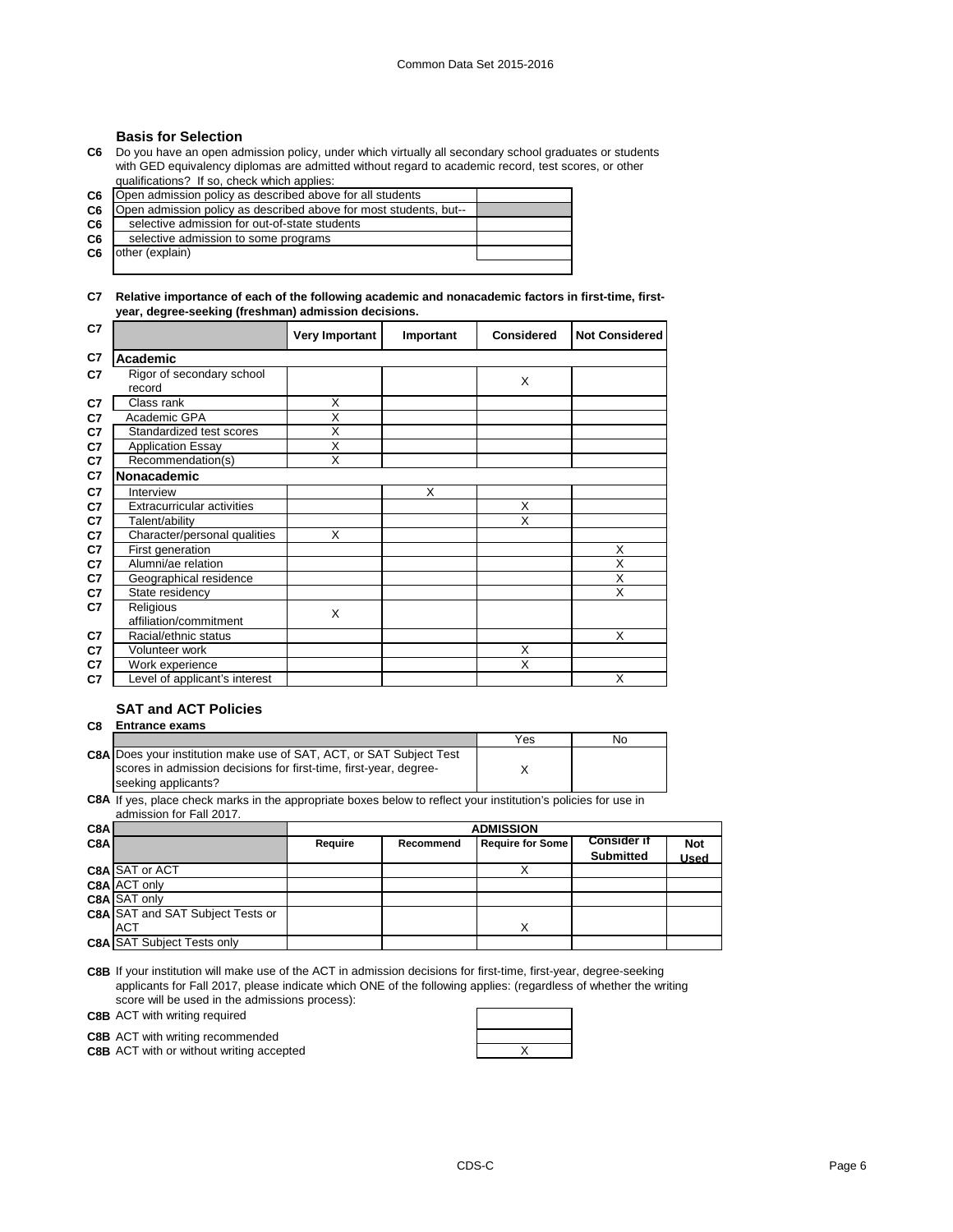### Basis for Selection

**C6** Do you have an open admission policy, under which virtually all secondary school graduates or students with GED equivalency diplomas are admitted without regard to academic record, test scores, or other qualifications? If so, check which applies:

| | | |
|---|---|---|
| C6 | Open admission policy as described above for all students | |
| C6 | Open admission policy as described above for most students, but-- | |
| C6 | selective admission for out-of-state students | |
| C6 | selective admission to some programs | |
| C6 | other (explain) | |

**C7 Relative importance of each of the following academic and nonacademic factors in first-time, first-year, degree-seeking (freshman) admission decisions.**

| C7 | | Very Important | Important | Considered | Not Considered |
|---|---|---|---|---|---|
| C7 | **Academic** | | | | |
| C7 | Rigor of secondary school record | | | X | |
| C7 | Class rank | X | | | |
| C7 | Academic GPA | X | | | |
| C7 | Standardized test scores | X | | | |
| C7 | Application Essay | X | | | |
| C7 | Recommendation(s) | X | | | |
| C7 | **Nonacademic** | | | | |
| C7 | Interview | | X | | |
| C7 | Extracurricular activities | | | X | |
| C7 | Talent/ability | | | X | |
| C7 | Character/personal qualities | X | | | |
| C7 | First generation | | | | X |
| C7 | Alumni/ae relation | | | | X |
| C7 | Geographical residence | | | | X |
| C7 | State residency | | | | X |
| C7 | Religious affiliation/commitment | X | | | |
| C7 | Racial/ethnic status | | | | X |
| C7 | Volunteer work | | | X | |
| C7 | Work experience | | | X | |
| C7 | Level of applicant's interest | | | | X |

### SAT and ACT Policies

**C8 Entrance exams**

| | | Yes | No |
|---|---|---|---|
| C8A | Does your institution make use of SAT, ACT, or SAT Subject Test scores in admission decisions for first-time, first-year, degree-seeking applicants? | X | |

**C8A** If yes, place check marks in the appropriate boxes below to reflect your institution's policies for use in admission for Fall 2017.

| C8A | | ADMISSION | | | | |
|---|---|---|---|---|---|---|
| C8A | | Require | Recommend | Require for Some | Consider if Submitted | Not Used |
| C8A | SAT or ACT | | | X | | |
| C8A | ACT only | | | | | |
| C8A | SAT only | | | | | |
| C8A | SAT and SAT Subject Tests or ACT | | | X | | |
| C8A | SAT Subject Tests only | | | | | |

**C8B** If your institution will make use of the ACT in admission decisions for first-time, first-year, degree-seeking applicants for Fall 2017, please indicate which ONE of the following applies: (regardless of whether the writing score will be used in the admissions process):

| | | |
|---|---|---|
| C8B | ACT with writing required | |
| C8B | ACT with writing recommended | |
| C8B | ACT with or without writing accepted | X |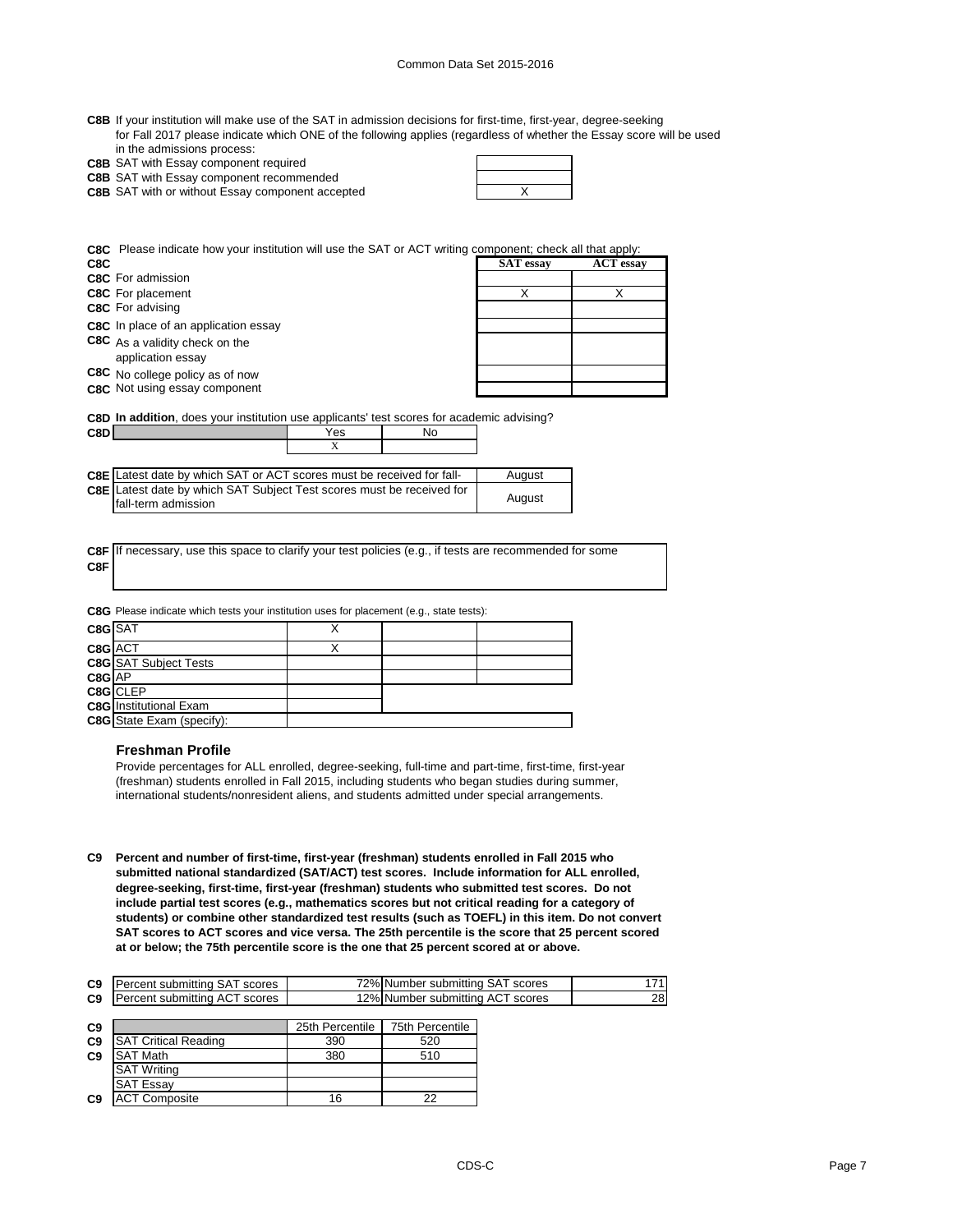**C8B** If your institution will make use of the SAT in admission decisions for first-time, first-year, degree-seeking for Fall 2017 please indicate which ONE of the following applies (regardless of whether the Essay score will be used in the admissions process:

| | |
|---|---|
| **C8B** SAT with Essay component required | |
| **C8B** SAT with Essay component recommended | |
| **C8B** SAT with or without Essay component accepted | X |

**C8C** Please indicate how your institution will use the SAT or ACT writing component; check all that apply:

| **C8C** | SAT essay | ACT essay |
|---|---|---|
| **C8C** For admission | | |
| **C8C** For placement | X | X |
| **C8C** For advising | | |
| **C8C** In place of an application essay | | |
| **C8C** As a validity check on the application essay | | |
| **C8C** No college policy as of now | | |
| **C8C** Not using essay component | | |

**C8D In addition**, does your institution use applicants' test scores for academic advising?

| **C8D** | Yes | No |
|---|---|---|
| | X | |

| | |
|---|---|
| **C8E** Latest date by which SAT or ACT scores must be received for fall- | August |
| **C8E** Latest date by which SAT Subject Test scores must be received for fall-term admission | August |

**C8F** If necessary, use this space to clarify your test policies (e.g., if tests are recommended for some

**C8F**

**C8G** Please indicate which tests your institution uses for placement (e.g., state tests):

| | | | |
|---|---|---|---|
| **C8G** SAT | X | | |
| **C8G** ACT | X | | |
| **C8G** SAT Subject Tests | | | |
| **C8G** AP | | | |
| **C8G** CLEP | | | |
| **C8G** Institutional Exam | | | |
| **C8G** State Exam (specify): | | | |

### Freshman Profile

Provide percentages for ALL enrolled, degree-seeking, full-time and part-time, first-time, first-year (freshman) students enrolled in Fall 2015, including students who began studies during summer, international students/nonresident aliens, and students admitted under special arrangements.

**C9 Percent and number of first-time, first-year (freshman) students enrolled in Fall 2015 who submitted national standardized (SAT/ACT) test scores. Include information for ALL enrolled, degree-seeking, first-time, first-year (freshman) students who submitted test scores. Do not include partial test scores (e.g., mathematics scores but not critical reading for a category of students) or combine other standardized test results (such as TOEFL) in this item. Do not convert SAT scores to ACT scores and vice versa. The 25th percentile is the score that 25 percent scored at or below; the 75th percentile score is the one that 25 percent scored at or above.**

| | | | | |
|---|---|---|---|---|
| **C9** | Percent submitting SAT scores | 72% | Number submitting SAT scores | 171 |
| **C9** | Percent submitting ACT scores | 12% | Number submitting ACT scores | 28 |

| **C9** | | 25th Percentile | 75th Percentile |
|---|---|---|---|
| **C9** | SAT Critical Reading | 390 | 520 |
| **C9** | SAT Math | 380 | 510 |
| | SAT Writing | | |
| | SAT Essay | | |
| **C9** | ACT Composite | 16 | 22 |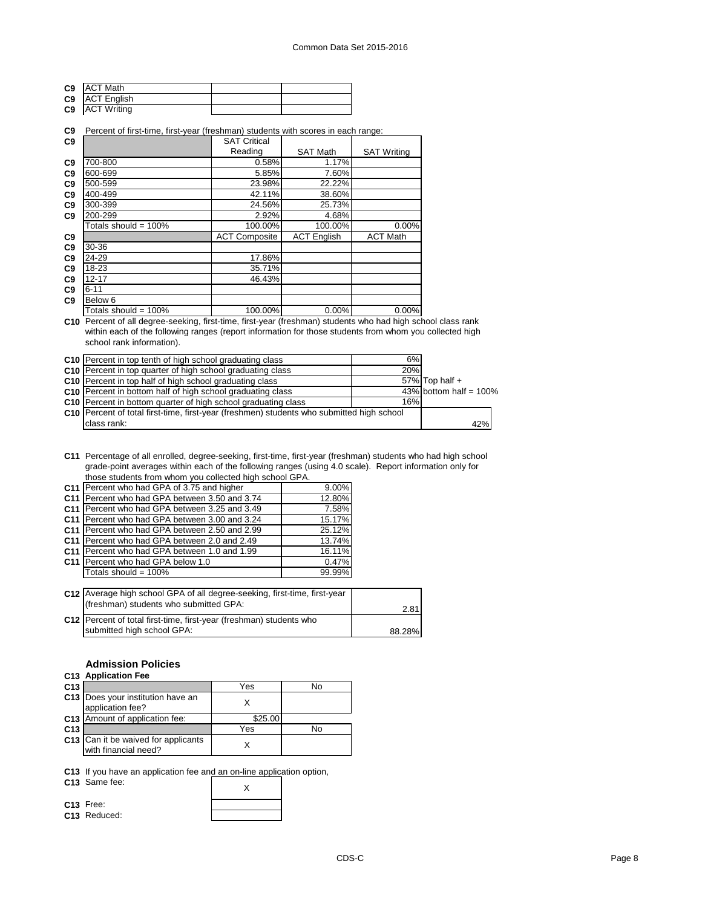| | | | |
|---|---|---|---|
| C9 | ACT Math | | |
| C9 | ACT English | | |
| C9 | ACT Writing | | |

**C9** Percent of first-time, first-year (freshman) students with scores in each range:

| | | SAT Critical Reading | SAT Math | SAT Writing |
|---|---|---|---|---|
| C9 | 700-800 | 0.58% | 1.17% | |
| C9 | 600-699 | 5.85% | 7.60% | |
| C9 | 500-599 | 23.98% | 22.22% | |
| C9 | 400-499 | 42.11% | 38.60% | |
| C9 | 300-399 | 24.56% | 25.73% | |
| C9 | 200-299 | 2.92% | 4.68% | |
| | Totals should = 100% | 100.00% | 100.00% | 0.00% |

| | | ACT Composite | ACT English | ACT Math |
|---|---|---|---|---|
| C9 | 30-36 | | | |
| C9 | 24-29 | 17.86% | | |
| C9 | 18-23 | 35.71% | | |
| C9 | 12-17 | 46.43% | | |
| C9 | 6-11 | | | |
| C9 | Below 6 | | | |
| | Totals should = 100% | 100.00% | 0.00% | 0.00% |

**C10** Percent of all degree-seeking, first-time, first-year (freshman) students who had high school class rank within each of the following ranges (report information for those students from whom you collected high school rank information).

| | | | |
|---|---|---|---|
| C10 | Percent in top tenth of high school graduating class | 6% | |
| C10 | Percent in top quarter of high school graduating class | 20% | |
| C10 | Percent in top half of high school graduating class | 57% | Top half + |
| C10 | Percent in bottom half of high school graduating class | 43% | bottom half = 100% |
| C10 | Percent in bottom quarter of high school graduating class | 16% | |
| C10 | Percent of total first-time, first-year (freshmen) students who submitted high school class rank: | | 42% |

**C11** Percentage of all enrolled, degree-seeking, first-time, first-year (freshman) students who had high school grade-point averages within each of the following ranges (using 4.0 scale). Report information only for those students from whom you collected high school GPA.

| | | |
|---|---|---|
| C11 | Percent who had GPA of 3.75 and higher | 9.00% |
| C11 | Percent who had GPA between 3.50 and 3.74 | 12.80% |
| C11 | Percent who had GPA between 3.25 and 3.49 | 7.58% |
| C11 | Percent who had GPA between 3.00 and 3.24 | 15.17% |
| C11 | Percent who had GPA between 2.50 and 2.99 | 25.12% |
| C11 | Percent who had GPA between 2.0 and 2.49 | 13.74% |
| C11 | Percent who had GPA between 1.0 and 1.99 | 16.11% |
| C11 | Percent who had GPA below 1.0 | 0.47% |
| | Totals should = 100% | 99.99% |

| | | |
|---|---|---|
| C12 | Average high school GPA of all degree-seeking, first-time, first-year (freshman) students who submitted GPA: | 2.81 |
| C12 | Percent of total first-time, first-year (freshman) students who submitted high school GPA: | 88.28% |

## Admission Policies

**C13 Application Fee**

| | | Yes | No |
|---|---|---|---|
| C13 | Does your institution have an application fee? | X | |
| C13 | Amount of application fee: | $25.00 | |
| C13 | | Yes | No |
| C13 | Can it be waived for applicants with financial need? | X | |

**C13** If you have an application fee and an on-line application option,

| | | |
|---|---|---|
| C13 | Same fee: | X |
| C13 | Free: | |
| C13 | Reduced: | |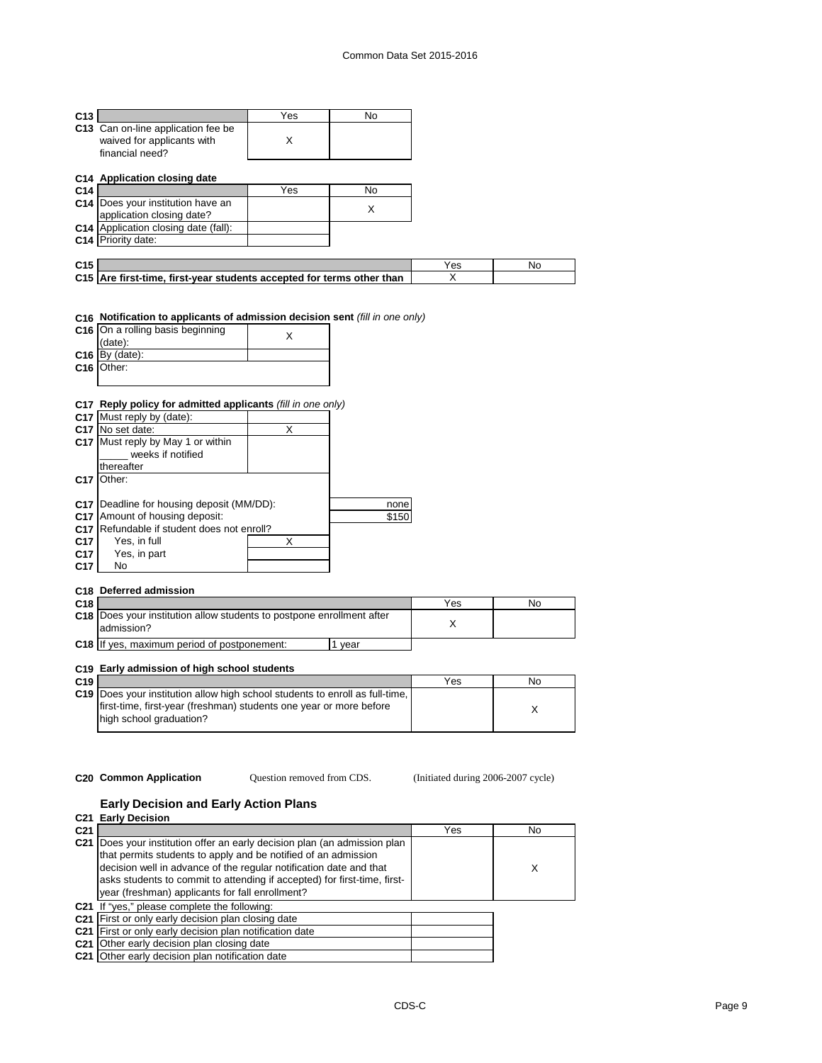| C13 | | Yes | No |
|---|---|---|---|
| C13 | Can on-line application fee be waived for applicants with financial need? | X | |

**C14 Application closing date**

| C14 | | Yes | No |
|---|---|---|---|
| C14 | Does your institution have an application closing date? | | X |
| C14 | Application closing date (fall): | | |
| C14 | Priority date: | | |

| C15 | | Yes | No |
|---|---|---|---|
| C15 | **Are first-time, first-year students accepted for terms other than** | X | |

**C16 Notification to applicants of admission decision sent** *(fill in one only)*

| | | |
|---|---|---|
| C16 | On a rolling basis beginning (date): | X |
| C16 | By (date): | |
| C16 | Other: | |

**C17 Reply policy for admitted applicants** *(fill in one only)*

| | | | |
|---|---|---|---|
| C17 | Must reply by (date): | | |
| C17 | No set date: | X | |
| C17 | Must reply by May 1 or within _____ weeks if notified thereafter | | |
| C17 | Other: | | |
| C17 | Deadline for housing deposit (MM/DD): | | none |
| C17 | Amount of housing deposit: | | $150 |
| C17 | Refundable if student does not enroll? | | |
| C17 | Yes, in full | X | |
| C17 | Yes, in part | | |
| C17 | No | | |

**C18 Deferred admission**

| C18 | | Yes | No |
|---|---|---|---|
| C18 | Does your institution allow students to postpone enrollment after admission? | X | |
| C18 | If yes, maximum period of postponement: 1 year | | |

**C19 Early admission of high school students**

| C19 | | Yes | No |
|---|---|---|---|
| C19 | Does your institution allow high school students to enroll as full-time, first-time, first-year (freshman) students one year or more before high school graduation? | | X |

**C20 Common Application** Question removed from CDS. (Initiated during 2006-2007 cycle)

### Early Decision and Early Action Plans

**C21 Early Decision**

| C21 | | Yes | No |
|---|---|---|---|
| C21 | Does your institution offer an early decision plan (an admission plan that permits students to apply and be notified of an admission decision well in advance of the regular notification date and that asks students to commit to attending if accepted) for first-time, first-year (freshman) applicants for fall enrollment? | | X |

C21 If "yes," please complete the following:

| | | |
|---|---|---|
| C21 | First or only early decision plan closing date | |
| C21 | First or only early decision plan notification date | |
| C21 | Other early decision plan closing date | |
| C21 | Other early decision plan notification date | |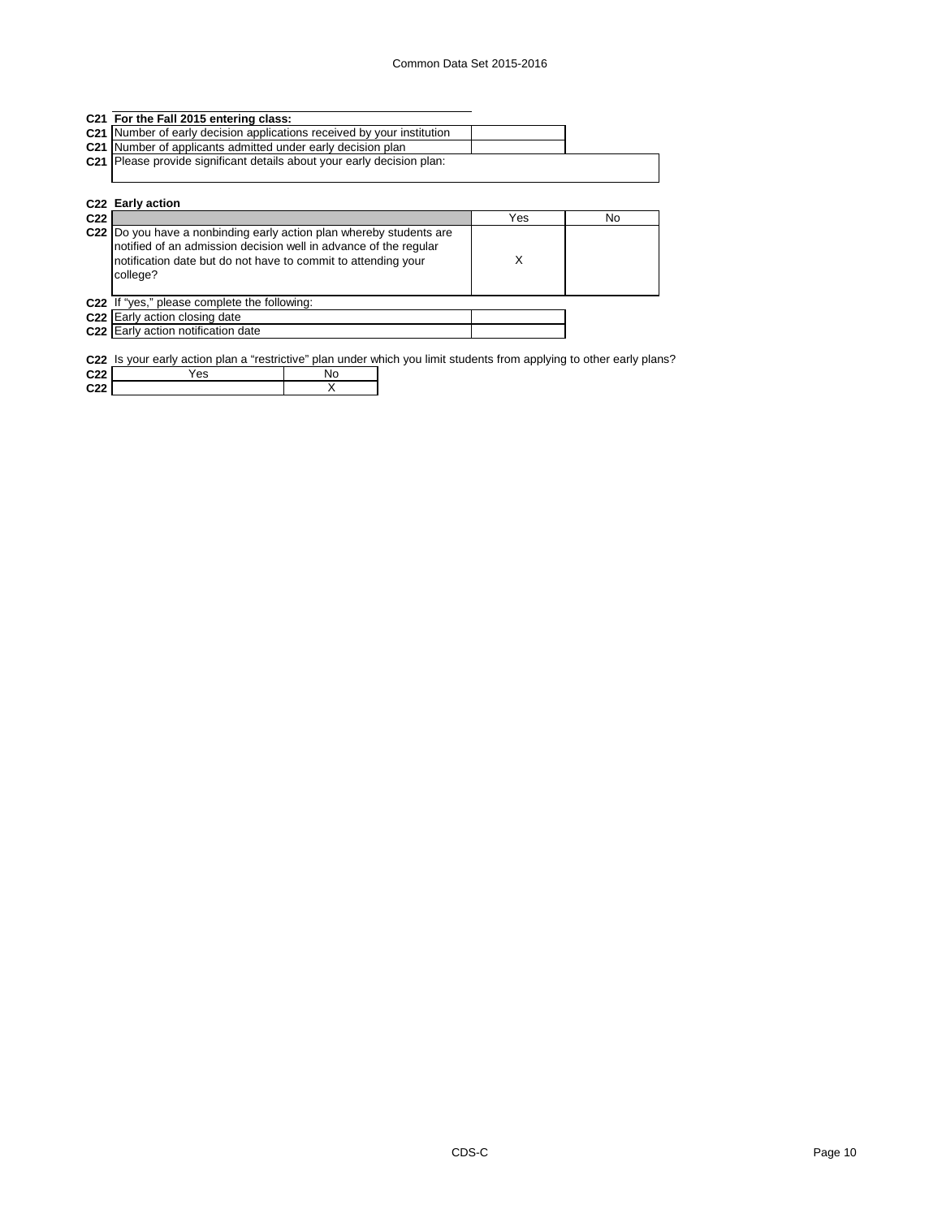**C21 For the Fall 2015 entering class:**

| | | |
|---|---|---|
| C21 | Number of early decision applications received by your institution | |
| C21 | Number of applicants admitted under early decision plan | |
| C21 | Please provide significant details about your early decision plan: | |

**C22 Early action**

| | | Yes | No |
|---|---|---|---|
| C22 | Do you have a nonbinding early action plan whereby students are notified of an admission decision well in advance of the regular notification date but do not have to commit to attending your college? | X | |

C22 If "yes," please complete the following:

| | | |
|---|---|---|
| C22 | Early action closing date | |
| C22 | Early action notification date | |

C22 Is your early action plan a "restrictive" plan under which you limit students from applying to other early plans?

| | Yes | No |
|---|---|---|
| C22 | | X |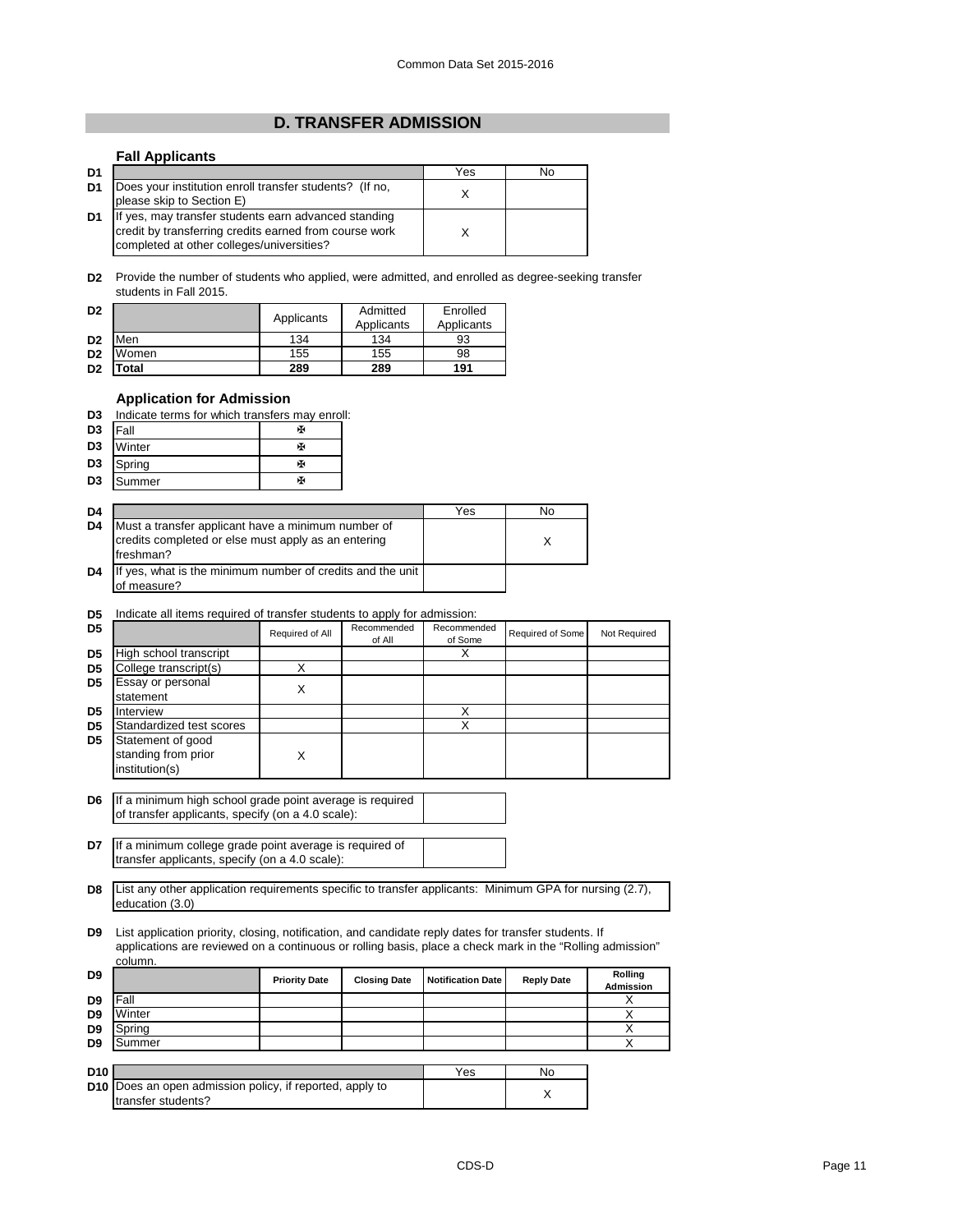# D. TRANSFER ADMISSION

## Fall Applicants

| | | Yes | No |
|---|---|---|---|
| D1 | Does your institution enroll transfer students? (If no, please skip to Section E) | X | |
| D1 | If yes, may transfer students earn advanced standing credit by transferring credits earned from course work completed at other colleges/universities? | X | |

**D2** Provide the number of students who applied, were admitted, and enrolled as degree-seeking transfer students in Fall 2015.

| | | Applicants | Admitted Applicants | Enrolled Applicants |
|---|---|---|---|---|
| D2 | Men | 134 | 134 | 93 |
| D2 | Women | 155 | 155 | 98 |
| D2 | **Total** | **289** | **289** | **191** |

## Application for Admission

**D3** Indicate terms for which transfers may enroll:

| | | |
|---|---|---|
| D3 | Fall | ✠ |
| D3 | Winter | ✠ |
| D3 | Spring | ✠ |
| D3 | Summer | ✠ |

| | | Yes | No |
|---|---|---|---|
| D4 | Must a transfer applicant have a minimum number of credits completed or else must apply as an entering freshman? | | X |
| D4 | If yes, what is the minimum number of credits and the unit of measure? | | |

**D5** Indicate all items required of transfer students to apply for admission:

| | | Required of All | Recommended of All | Recommended of Some | Required of Some | Not Required |
|---|---|---|---|---|---|---|
| D5 | High school transcript | | | X | | |
| D5 | College transcript(s) | X | | | | |
| D5 | Essay or personal statement | X | | | | |
| D5 | Interview | | | X | | |
| D5 | Standardized test scores | | | X | | |
| D5 | Statement of good standing from prior institution(s) | X | | | | |

| | | |
|---|---|---|
| D6 | If a minimum high school grade point average is required of transfer applicants, specify (on a 4.0 scale): | |

| | | |
|---|---|---|
| D7 | If a minimum college grade point average is required of transfer applicants, specify (on a 4.0 scale): | |

**D8** List any other application requirements specific to transfer applicants: Minimum GPA for nursing (2.7), education (3.0)

**D9** List application priority, closing, notification, and candidate reply dates for transfer students. If applications are reviewed on a continuous or rolling basis, place a check mark in the "Rolling admission" column.

| | | Priority Date | Closing Date | Notification Date | Reply Date | Rolling Admission |
|---|---|---|---|---|---|---|
| D9 | Fall | | | | | X |
| D9 | Winter | | | | | X |
| D9 | Spring | | | | | X |
| D9 | Summer | | | | | X |

| | | Yes | No |
|---|---|---|---|
| D10 | Does an open admission policy, if reported, apply to transfer students? | | X |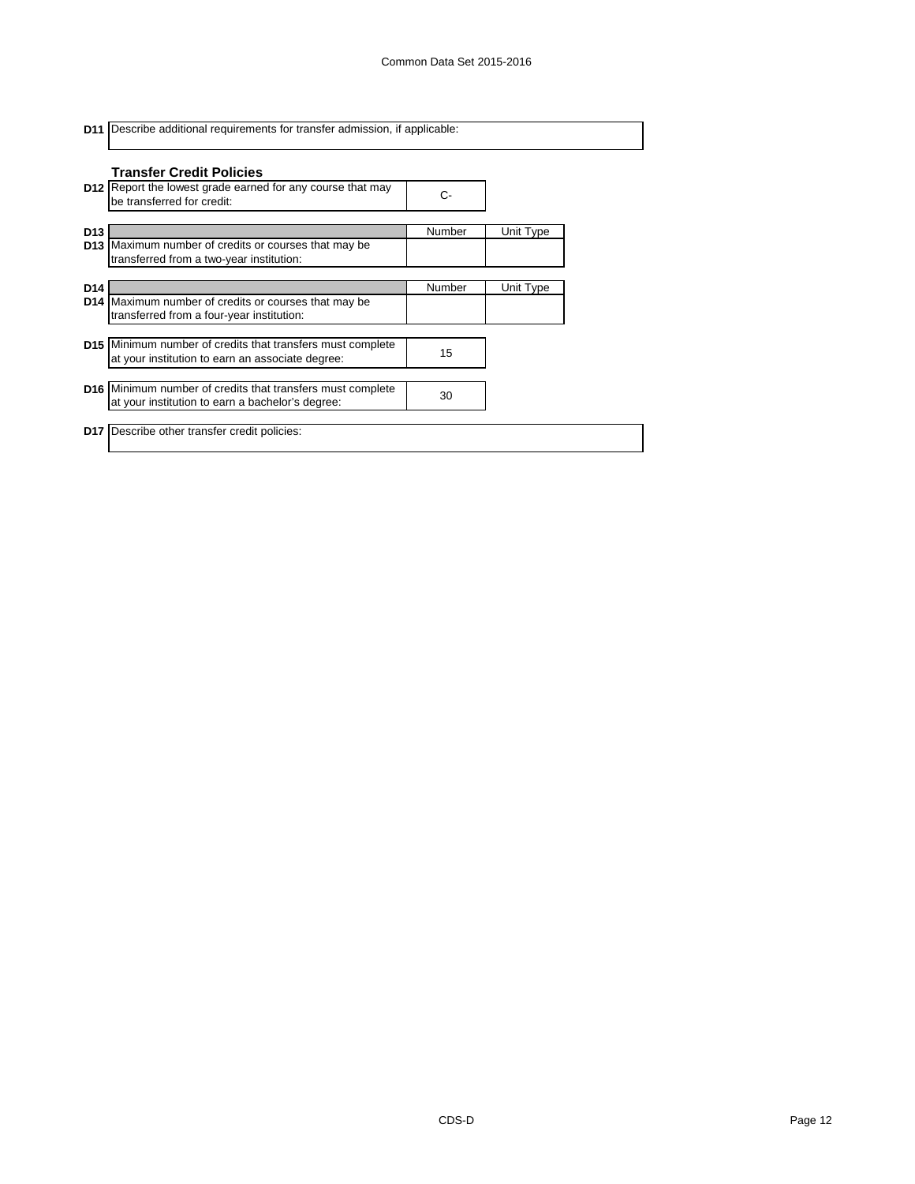| | |
|---|---|
| **D11** | Describe additional requirements for transfer admission, if applicable: |

### Transfer Credit Policies

| | | |
|---|---|---|
| **D12** | Report the lowest grade earned for any course that may be transferred for credit: | C- |

| | | Number | Unit Type |
|---|---|---|---|
| **D13** | Maximum number of credits or courses that may be transferred from a two-year institution: | | |

| | | Number | Unit Type |
|---|---|---|---|
| **D14** | Maximum number of credits or courses that may be transferred from a four-year institution: | | |

| | | |
|---|---|---|
| **D15** | Minimum number of credits that transfers must complete at your institution to earn an associate degree: | 15 |

| | | |
|---|---|---|
| **D16** | Minimum number of credits that transfers must complete at your institution to earn a bachelor's degree: | 30 |

| | |
|---|---|
| **D17** | Describe other transfer credit policies: |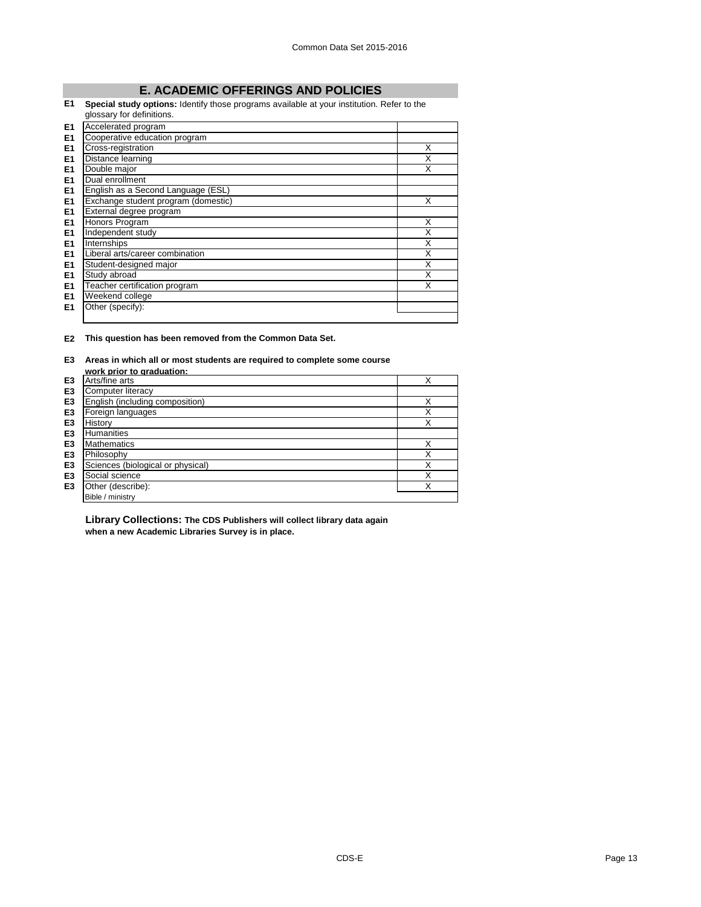## E. ACADEMIC OFFERINGS AND POLICIES

**E1** **Special study options:** Identify those programs available at your institution. Refer to the glossary for definitions.

| | | |
|---|---|---|
| E1 | Accelerated program | |
| E1 | Cooperative education program | |
| E1 | Cross-registration | X |
| E1 | Distance learning | X |
| E1 | Double major | X |
| E1 | Dual enrollment | |
| E1 | English as a Second Language (ESL) | |
| E1 | Exchange student program (domestic) | X |
| E1 | External degree program | |
| E1 | Honors Program | X |
| E1 | Independent study | X |
| E1 | Internships | X |
| E1 | Liberal arts/career combination | X |
| E1 | Student-designed major | X |
| E1 | Study abroad | X |
| E1 | Teacher certification program | X |
| E1 | Weekend college | |
| E1 | Other (specify): | |

**E2** **This question has been removed from the Common Data Set.**

**E3** **Areas in which all or most students are required to complete some course work prior to graduation:**

| | | |
|---|---|---|
| E3 | Arts/fine arts | X |
| E3 | Computer literacy | |
| E3 | English (including composition) | X |
| E3 | Foreign languages | X |
| E3 | History | X |
| E3 | Humanities | |
| E3 | Mathematics | X |
| E3 | Philosophy | X |
| E3 | Sciences (biological or physical) | X |
| E3 | Social science | X |
| E3 | Other (describe): | X |
| | Bible / ministry | |

**Library Collections: The CDS Publishers will collect library data again when a new Academic Libraries Survey is in place.**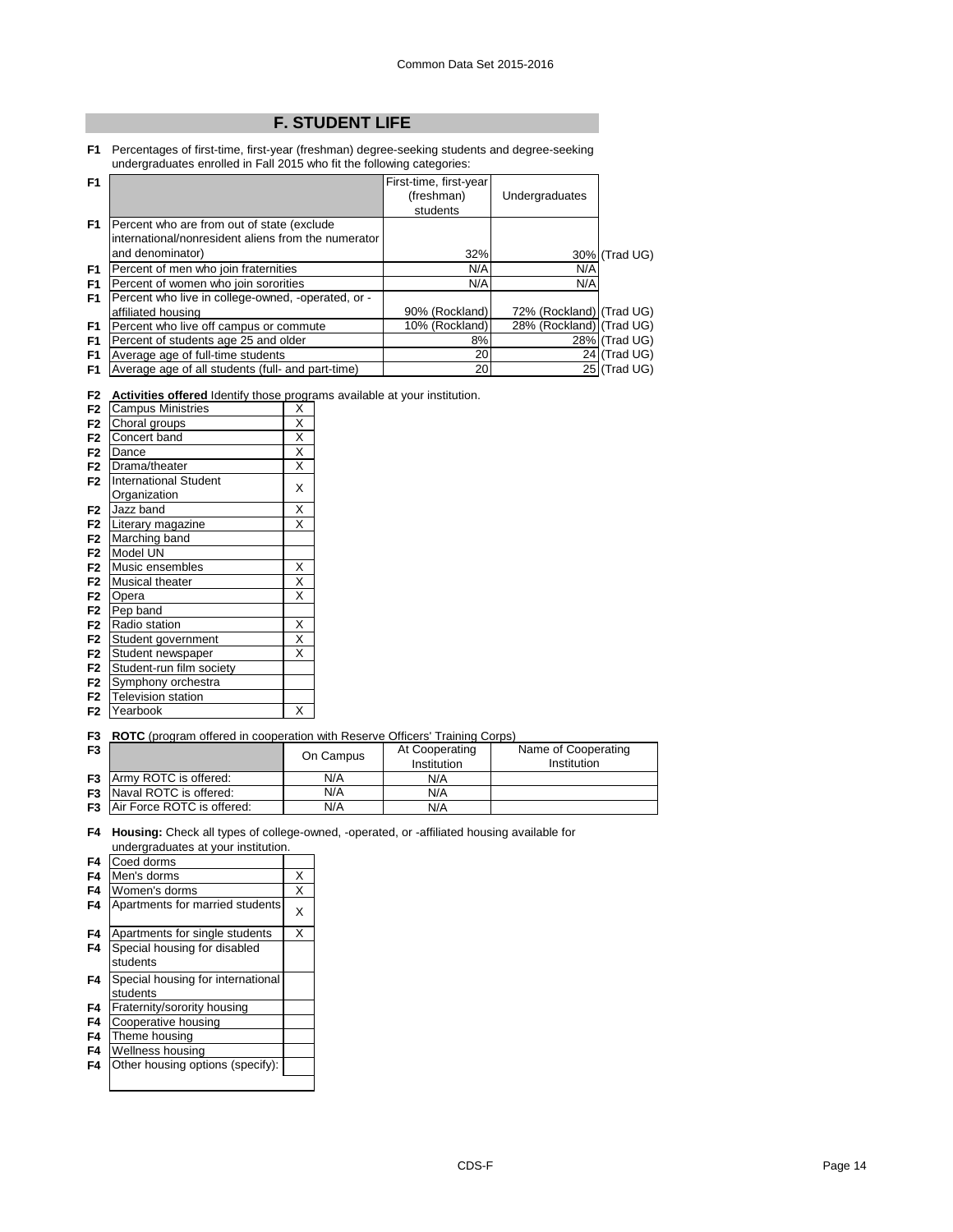## F. STUDENT LIFE

**F1** Percentages of first-time, first-year (freshman) degree-seeking students and degree-seeking undergraduates enrolled in Fall 2015 who fit the following categories:

| | | First-time, first-year (freshman) students | Undergraduates | |
|---|---|---|---|---|
| F1 | Percent who are from out of state (exclude international/nonresident aliens from the numerator and denominator) | 32% | 30% | (Trad UG) |
| F1 | Percent of men who join fraternities | N/A | N/A | |
| F1 | Percent of women who join sororities | N/A | N/A | |
| F1 | Percent who live in college-owned, -operated, or -affiliated housing | 90% (Rockland) | 72% (Rockland) | (Trad UG) |
| F1 | Percent who live off campus or commute | 10% (Rockland) | 28% (Rockland) | (Trad UG) |
| F1 | Percent of students age 25 and older | 8% | 28% | (Trad UG) |
| F1 | Average age of full-time students | 20 | 24 | (Trad UG) |
| F1 | Average age of all students (full- and part-time) | 20 | 25 | (Trad UG) |

**F2** **Activities offered** Identify those programs available at your institution.

| | | |
|---|---|---|
| F2 | Campus Ministries | X |
| F2 | Choral groups | X |
| F2 | Concert band | X |
| F2 | Dance | X |
| F2 | Drama/theater | X |
| F2 | International Student Organization | X |
| F2 | Jazz band | X |
| F2 | Literary magazine | X |
| F2 | Marching band | |
| F2 | Model UN | |
| F2 | Music ensembles | X |
| F2 | Musical theater | X |
| F2 | Opera | X |
| F2 | Pep band | |
| F2 | Radio station | X |
| F2 | Student government | X |
| F2 | Student newspaper | X |
| F2 | Student-run film society | |
| F2 | Symphony orchestra | |
| F2 | Television station | |
| F2 | Yearbook | X |

**F3** **ROTC** (program offered in cooperation with Reserve Officers' Training Corps)

| | | On Campus | At Cooperating Institution | Name of Cooperating Institution |
|---|---|---|---|---|
| F3 | Army ROTC is offered: | N/A | N/A | |
| F3 | Naval ROTC is offered: | N/A | N/A | |
| F3 | Air Force ROTC is offered: | N/A | N/A | |

**F4** **Housing:** Check all types of college-owned, -operated, or -affiliated housing available for undergraduates at your institution.

| | | |
|---|---|---|
| F4 | Coed dorms | |
| F4 | Men's dorms | X |
| F4 | Women's dorms | X |
| F4 | Apartments for married students | X |
| F4 | Apartments for single students | X |
| F4 | Special housing for disabled students | |
| F4 | Special housing for international students | |
| F4 | Fraternity/sorority housing | |
| F4 | Cooperative housing | |
| F4 | Theme housing | |
| F4 | Wellness housing | |
| F4 | Other housing options (specify): | |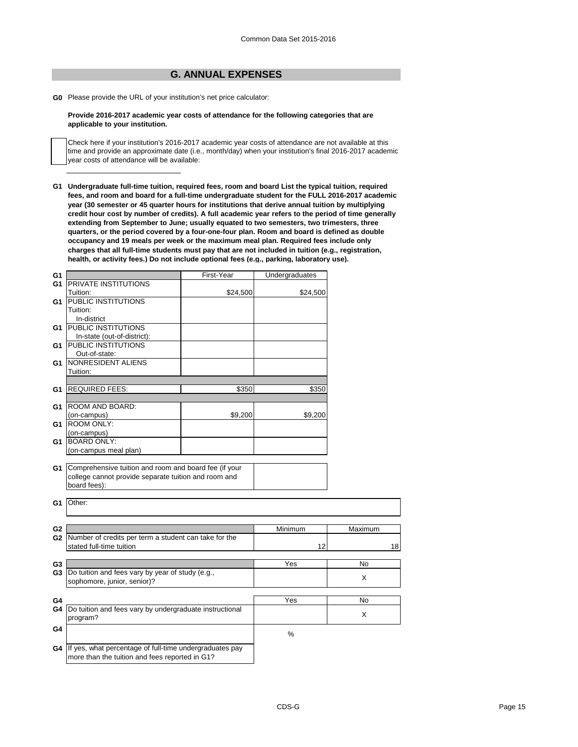## G. ANNUAL EXPENSES

**G0** Please provide the URL of your institution's net price calculator:

**Provide 2016-2017 academic year costs of attendance for the following categories that are applicable to your institution.**

Check here if your institution's 2016-2017 academic year costs of attendance are not available at this time and provide an approximate date (i.e., month/day) when your institution's final 2016-2017 academic year costs of attendance will be available:

**G1 Undergraduate full-time tuition, required fees, room and board List the typical tuition, required fees, and room and board for a full-time undergraduate student for the FULL 2016-2017 academic year (30 semester or 45 quarter hours for institutions that derive annual tuition by multiplying credit hour cost by number of credits). A full academic year refers to the period of time generally extending from September to June; usually equated to two semesters, two trimesters, three quarters, or the period covered by a four-one-four plan. Room and board is defined as double occupancy and 19 meals per week or the maximum meal plan. Required fees include only charges that all full-time students must pay that are not included in tuition (e.g., registration, health, or activity fees.) Do not include optional fees (e.g., parking, laboratory use).**

| | | First-Year | Undergraduates |
|---|---|---|---|
| G1 | PRIVATE INSTITUTIONS Tuition: | $24,500 | $24,500 |
| G1 | PUBLIC INSTITUTIONS Tuition: In-district | | |
| G1 | PUBLIC INSTITUTIONS In-state (out-of-district): | | |
| G1 | PUBLIC INSTITUTIONS Out-of-state: | | |
| G1 | NONRESIDENT ALIENS Tuition: | | |
| G1 | REQUIRED FEES: | $350 | $350 |
| G1 | ROOM AND BOARD: (on-campus) | $9,200 | $9,200 |
| G1 | ROOM ONLY: (on-campus) | | |
| G1 | BOARD ONLY: (on-campus meal plan) | | |

| | | |
|---|---|---|
| G1 | Comprehensive tuition and room and board fee (if your college cannot provide separate tuition and room and board fees): | |

**G1** Other:

| | | Minimum | Maximum |
|---|---|---|---|
| G2 | Number of credits per term a student can take for the stated full-time tuition | 12 | 18 |

| | | Yes | No |
|---|---|---|---|
| G3 | Do tuition and fees vary by year of study (e.g., sophomore, junior, senior)? | | X |

| | | Yes | No |
|---|---|---|---|
| G4 | Do tuition and fees vary by undergraduate instructional program? | | X |
| G4 | | % | |
| G4 | If yes, what percentage of full-time undergraduates pay more than the tuition and fees reported in G1? | | |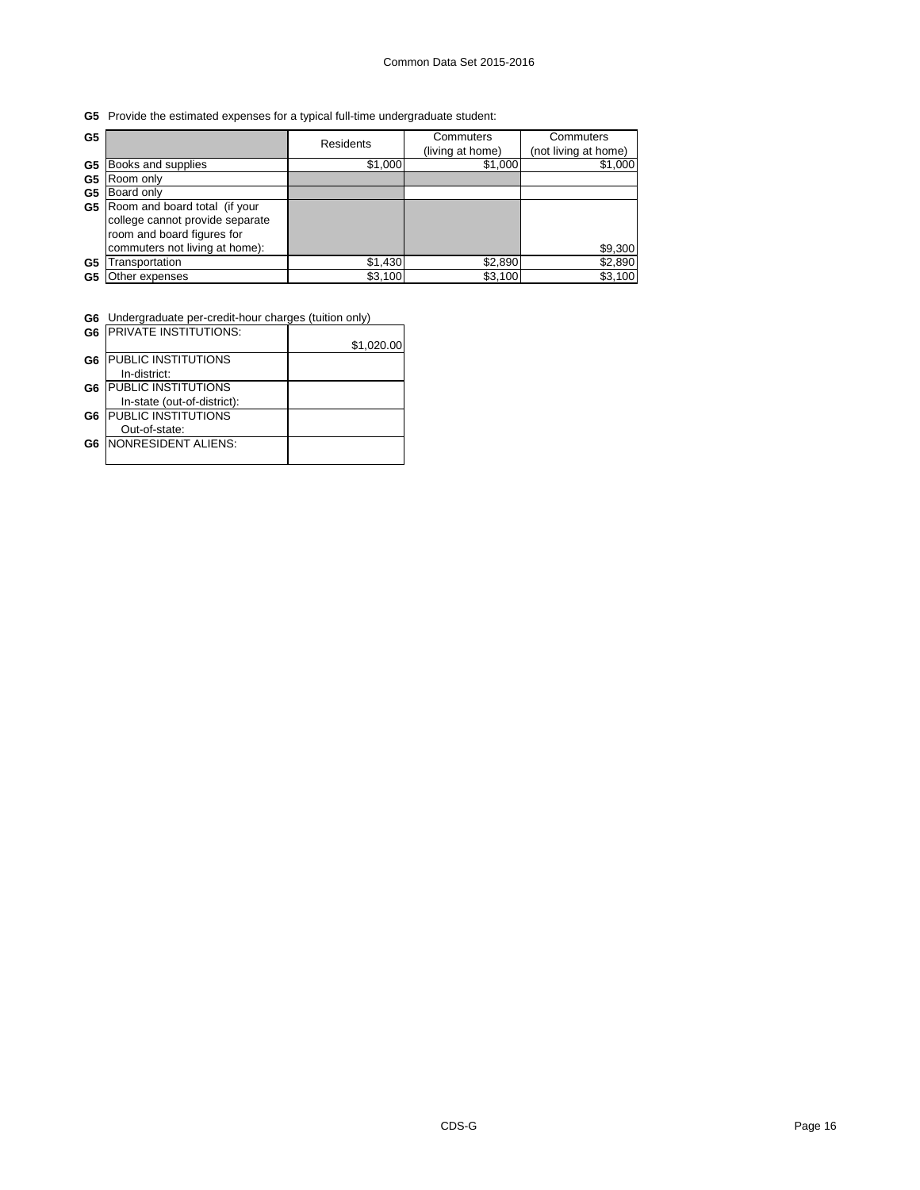**G5** Provide the estimated expenses for a typical full-time undergraduate student:

| G5 | | Residents | Commuters (living at home) | Commuters (not living at home) |
|---|---|---|---|---|
| G5 | Books and supplies | $1,000 | $1,000 | $1,000 |
| G5 | Room only | | | |
| G5 | Board only | | | |
| G5 | Room and board total (if your college cannot provide separate room and board figures for commuters not living at home): | | | $9,300 |
| G5 | Transportation | $1,430 | $2,890 | $2,890 |
| G5 | Other expenses | $3,100 | $3,100 | $3,100 |

**G6** Undergraduate per-credit-hour charges (tuition only)

| | | |
|---|---|---|
| G6 | PRIVATE INSTITUTIONS: | $1,020.00 |
| G6 | PUBLIC INSTITUTIONS In-district: | |
| G6 | PUBLIC INSTITUTIONS In-state (out-of-district): | |
| G6 | PUBLIC INSTITUTIONS Out-of-state: | |
| G6 | NONRESIDENT ALIENS: | |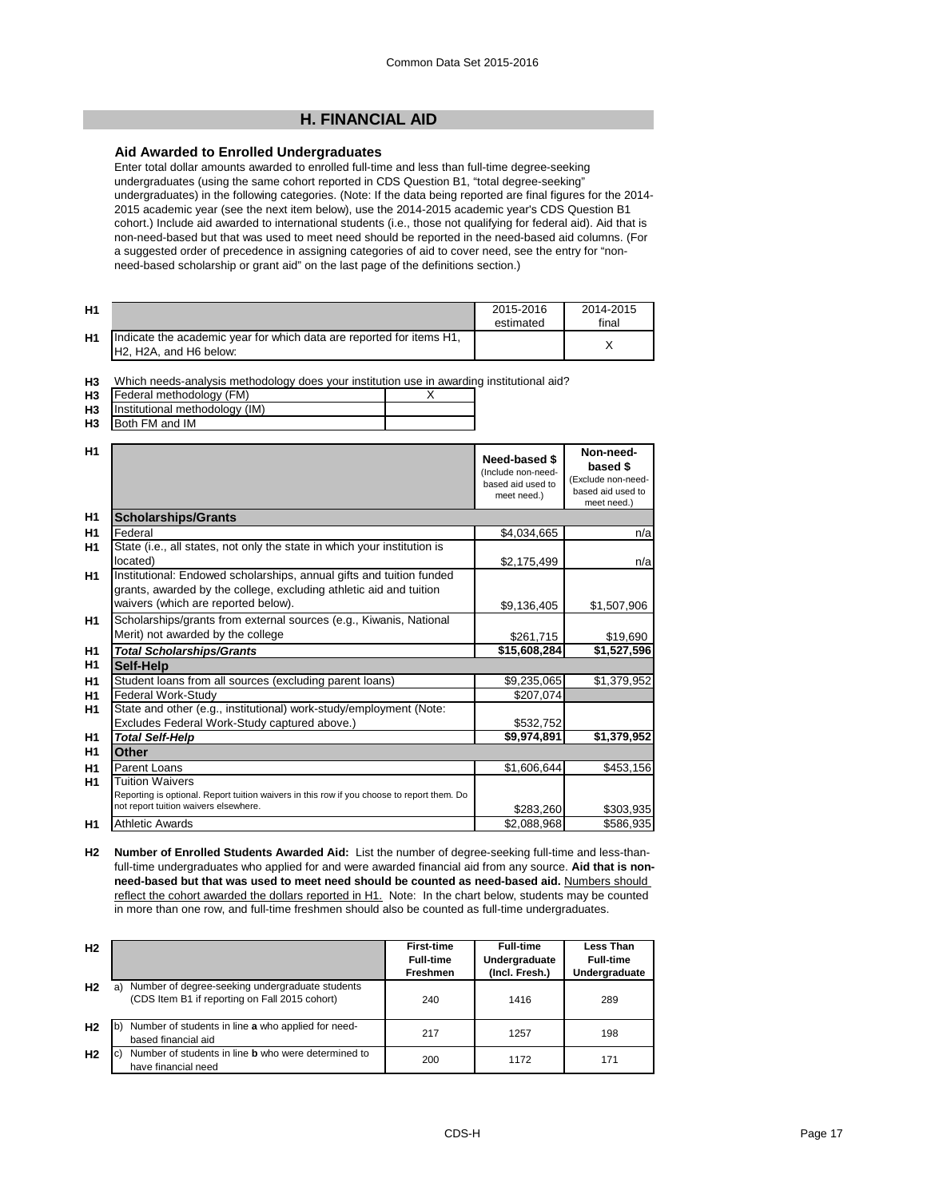## H. FINANCIAL AID

### Aid Awarded to Enrolled Undergraduates

Enter total dollar amounts awarded to enrolled full-time and less than full-time degree-seeking undergraduates (using the same cohort reported in CDS Question B1, "total degree-seeking" undergraduates) in the following categories. (Note: If the data being reported are final figures for the 2014-2015 academic year (see the next item below), use the 2014-2015 academic year's CDS Question B1 cohort.) Include aid awarded to international students (i.e., those not qualifying for federal aid). Aid that is non-need-based but that was used to meet need should be reported in the need-based aid columns. (For a suggested order of precedence in assigning categories of aid to cover need, see the entry for "non-need-based scholarship or grant aid" on the last page of the definitions section.)

| | | 2015-2016 estimated | 2014-2015 final |
|---|---|---|---|
| H1 | Indicate the academic year for which data are reported for items H1, H2, H2A, and H6 below: | | X |

**H3** Which needs-analysis methodology does your institution use in awarding institutional aid?

| | | |
|---|---|---|
| H3 | Federal methodology (FM) | X |
| H3 | Institutional methodology (IM) | |
| H3 | Both FM and IM | |

| | | Need-based $ (Include non-need-based aid used to meet need.) | Non-need-based $ (Exclude non-need-based aid used to meet need.) |
|---|---|---|---|
| H1 | **Scholarships/Grants** | | |
| H1 | Federal | $4,034,665 | n/a |
| H1 | State (i.e., all states, not only the state in which your institution is located) | $2,175,499 | n/a |
| H1 | Institutional: Endowed scholarships, annual gifts and tuition funded grants, awarded by the college, excluding athletic aid and tuition waivers (which are reported below). | $9,136,405 | $1,507,906 |
| H1 | Scholarships/grants from external sources (e.g., Kiwanis, National Merit) not awarded by the college | $261,715 | $19,690 |
| H1 | ***Total Scholarships/Grants*** | **$15,608,284** | **$1,527,596** |
| H1 | **Self-Help** | | |
| H1 | Student loans from all sources (excluding parent loans) | $9,235,065 | $1,379,952 |
| H1 | Federal Work-Study | $207,074 | |
| H1 | State and other (e.g., institutional) work-study/employment (Note: Excludes Federal Work-Study captured above.) | $532,752 | |
| H1 | ***Total Self-Help*** | **$9,974,891** | **$1,379,952** |
| H1 | **Other** | | |
| H1 | Parent Loans | $1,606,644 | $453,156 |
| H1 | Tuition Waivers<br>Reporting is optional. Report tuition waivers in this row if you choose to report them. Do not report tuition waivers elsewhere. | $283,260 | $303,935 |
| H1 | Athletic Awards | $2,088,968 | $586,935 |

**H2 Number of Enrolled Students Awarded Aid:** List the number of degree-seeking full-time and less-than-full-time undergraduates who applied for and were awarded financial aid from any source. **Aid that is non-need-based but that was used to meet need should be counted as need-based aid.** Numbers should reflect the cohort awarded the dollars reported in H1. Note: In the chart below, students may be counted in more than one row, and full-time freshmen should also be counted as full-time undergraduates.

| | | First-time Full-time Freshmen | Full-time Undergraduate (Incl. Fresh.) | Less Than Full-time Undergraduate |
|---|---|---|---|---|
| H2 | a) Number of degree-seeking undergraduate students (CDS Item B1 if reporting on Fall 2015 cohort) | 240 | 1416 | 289 |
| H2 | b) Number of students in line **a** who applied for need-based financial aid | 217 | 1257 | 198 |
| H2 | c) Number of students in line **b** who were determined to have financial need | 200 | 1172 | 171 |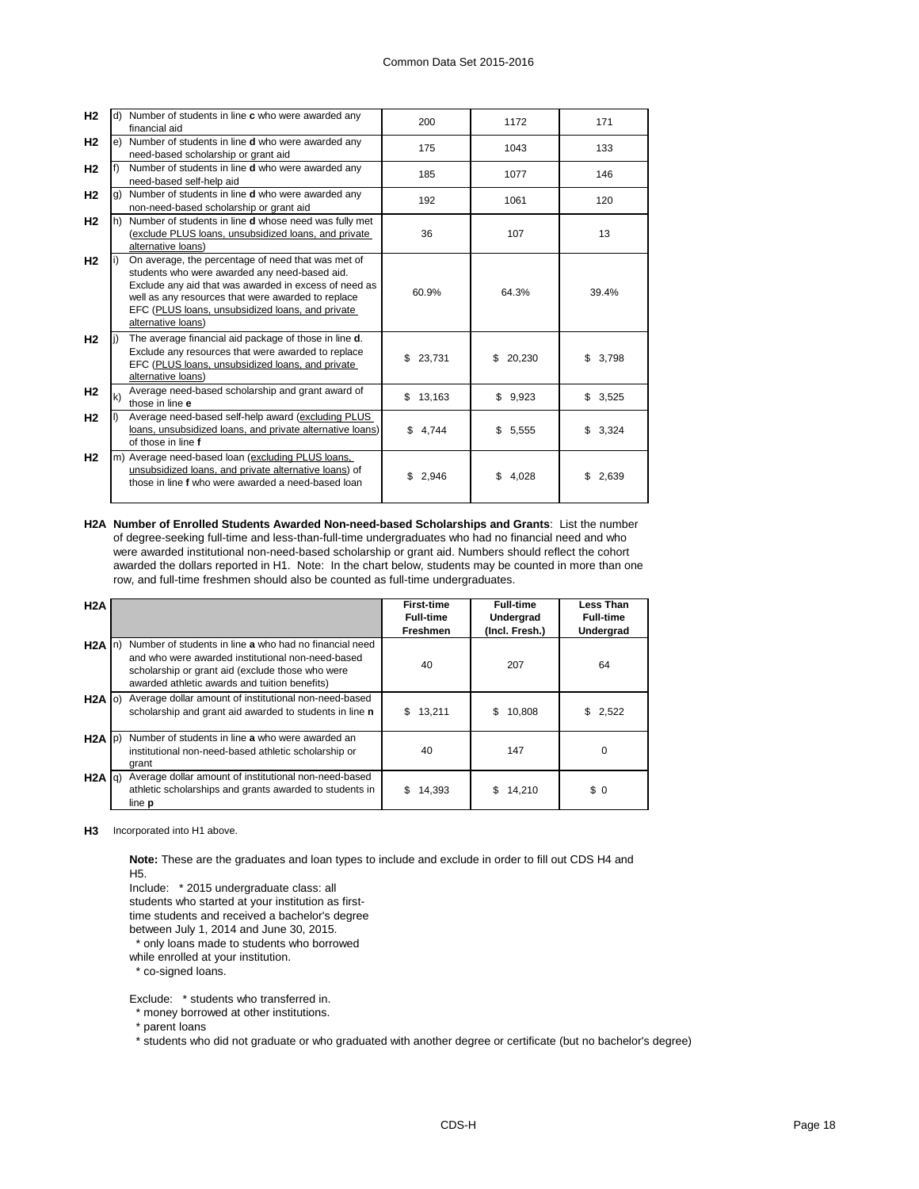| | | | | | |
|---|---|---|---|---|---|
| H2 | d) | Number of students in line **c** who were awarded any financial aid | 200 | 1172 | 171 |
| H2 | e) | Number of students in line **d** who were awarded any need-based scholarship or grant aid | 175 | 1043 | 133 |
| H2 | f) | Number of students in line **d** who were awarded any need-based self-help aid | 185 | 1077 | 146 |
| H2 | g) | Number of students in line **d** who were awarded any non-need-based scholarship or grant aid | 192 | 1061 | 120 |
| H2 | h) | Number of students in line **d** whose need was fully met (exclude PLUS loans, unsubsidized loans, and private alternative loans) | 36 | 107 | 13 |
| H2 | i) | On average, the percentage of need that was met of students who were awarded any need-based aid. Exclude any aid that was awarded in excess of need as well as any resources that were awarded to replace EFC (PLUS loans, unsubsidized loans, and private alternative loans) | 60.9% | 64.3% | 39.4% |
| H2 | j) | The average financial aid package of those in line **d**. Exclude any resources that were awarded to replace EFC (PLUS loans, unsubsidized loans, and private alternative loans) | $ 23,731 | $ 20,230 | $ 3,798 |
| H2 | k) | Average need-based scholarship and grant award of those in line **e** | $ 13,163 | $ 9,923 | $ 3,525 |
| H2 | l) | Average need-based self-help award (excluding PLUS loans, unsubsidized loans, and private alternative loans) of those in line **f** | $ 4,744 | $ 5,555 | $ 3,324 |
| H2 | m) | Average need-based loan (excluding PLUS loans, unsubsidized loans, and private alternative loans) of those in line **f** who were awarded a need-based loan | $ 2,946 | $ 4,028 | $ 2,639 |

**H2A Number of Enrolled Students Awarded Non-need-based Scholarships and Grants**: List the number of degree-seeking full-time and less-than-full-time undergraduates who had no financial need and who were awarded institutional non-need-based scholarship or grant aid. Numbers should reflect the cohort awarded the dollars reported in H1. Note: In the chart below, students may be counted in more than one row, and full-time freshmen should also be counted as full-time undergraduates.

| H2A | | | **First-time Full-time Freshmen** | **Full-time Undergrad (Incl. Fresh.)** | **Less Than Full-time Undergrad** |
|---|---|---|---|---|---|
| H2A | n) | Number of students in line **a** who had no financial need and who were awarded institutional non-need-based scholarship or grant aid (exclude those who were awarded athletic awards and tuition benefits) | 40 | 207 | 64 |
| H2A | o) | Average dollar amount of institutional non-need-based scholarship and grant aid awarded to students in line **n** | $ 13,211 | $ 10,808 | $ 2,522 |
| H2A | p) | Number of students in line **a** who were awarded an institutional non-need-based athletic scholarship or grant | 40 | 147 | 0 |
| H2A | q) | Average dollar amount of institutional non-need-based athletic scholarships and grants awarded to students in line **p** | $ 14,393 | $ 14,210 | $ 0 |

**H3** Incorporated into H1 above.

**Note:** These are the graduates and loan types to include and exclude in order to fill out CDS H4 and H5.

Include: * 2015 undergraduate class: all students who started at your institution as first-time students and received a bachelor's degree between July 1, 2014 and June 30, 2015.
* only loans made to students who borrowed while enrolled at your institution.
* co-signed loans.

Exclude: * students who transferred in.
* money borrowed at other institutions.
* parent loans
* students who did not graduate or who graduated with another degree or certificate (but no bachelor's degree)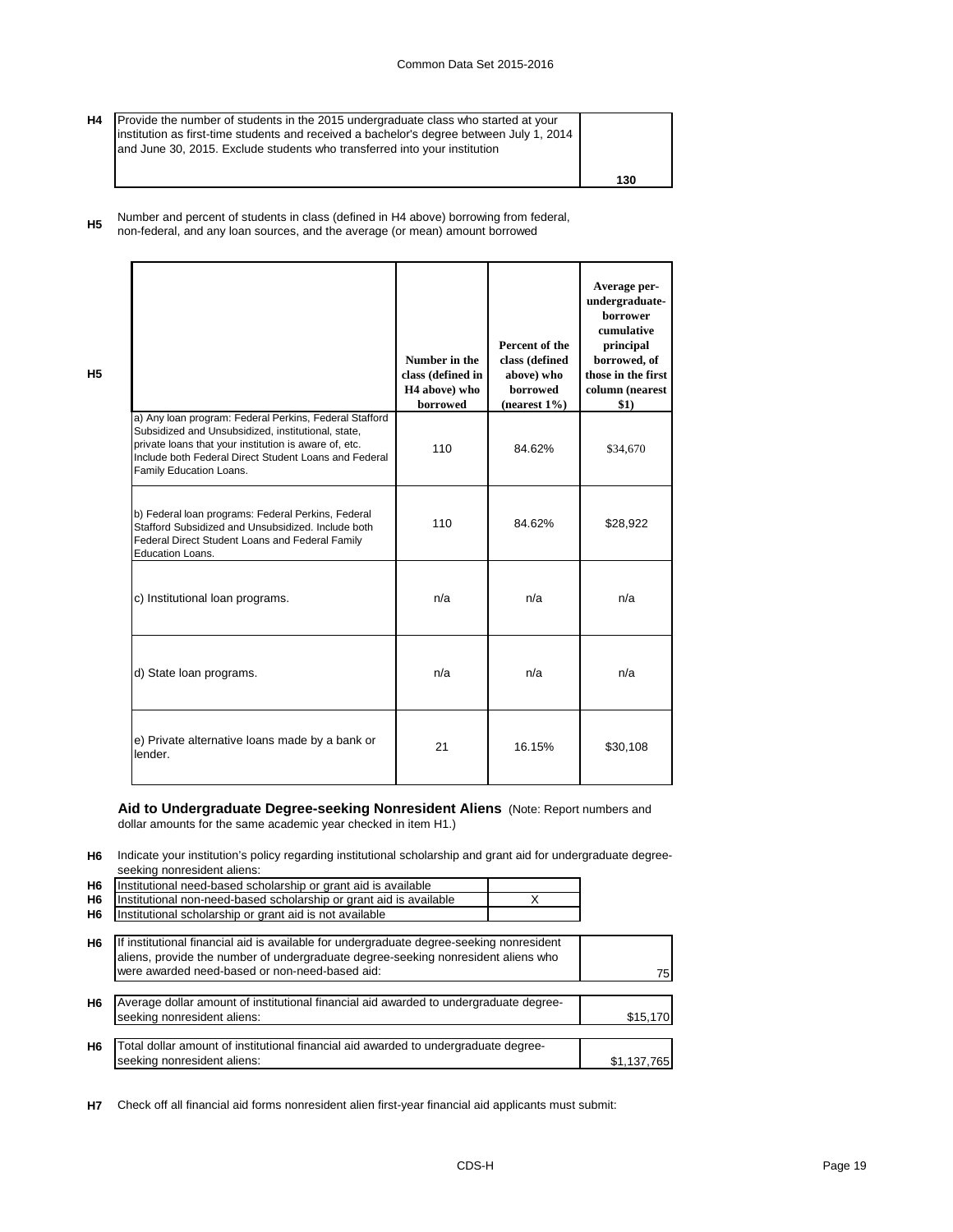| H4 | Provide the number of students in the 2015 undergraduate class who started at your institution as first-time students and received a bachelor's degree between July 1, 2014 and June 30, 2015. Exclude students who transferred into your institution | 130 |
|---|---|---|

**H5** Number and percent of students in class (defined in H4 above) borrowing from federal, non-federal, and any loan sources, and the average (or mean) amount borrowed

| H5 | Number in the class (defined in H4 above) who borrowed | Percent of the class (defined above) who borrowed (nearest 1%) | Average per-undergraduate-borrower cumulative principal borrowed, of those in the first column (nearest $1) |
|---|---|---|---|
| a) Any loan program: Federal Perkins, Federal Stafford Subsidized and Unsubsidized, institutional, state, private loans that your institution is aware of, etc. Include both Federal Direct Student Loans and Federal Family Education Loans. | 110 | 84.62% | $34,670 |
| b) Federal loan programs: Federal Perkins, Federal Stafford Subsidized and Unsubsidized. Include both Federal Direct Student Loans and Federal Family Education Loans. | 110 | 84.62% | $28,922 |
| c) Institutional loan programs. | n/a | n/a | n/a |
| d) State loan programs. | n/a | n/a | n/a |
| e) Private alternative loans made by a bank or lender. | 21 | 16.15% | $30,108 |

**Aid to Undergraduate Degree-seeking Nonresident Aliens** (Note: Report numbers and dollar amounts for the same academic year checked in item H1.)

**H6** Indicate your institution's policy regarding institutional scholarship and grant aid for undergraduate degree-seeking nonresident aliens:

| | | |
|---|---|---|
| H6 | Institutional need-based scholarship or grant aid is available | |
| H6 | Institutional non-need-based scholarship or grant aid is available | X |
| H6 | Institutional scholarship or grant aid is not available | |

| | | |
|---|---|---|
| H6 | If institutional financial aid is available for undergraduate degree-seeking nonresident aliens, provide the number of undergraduate degree-seeking nonresident aliens who were awarded need-based or non-need-based aid: | 75 |
| H6 | Average dollar amount of institutional financial aid awarded to undergraduate degree-seeking nonresident aliens: | $15,170 |
| H6 | Total dollar amount of institutional financial aid awarded to undergraduate degree-seeking nonresident aliens: | $1,137,765 |

**H7** Check off all financial aid forms nonresident alien first-year financial aid applicants must submit: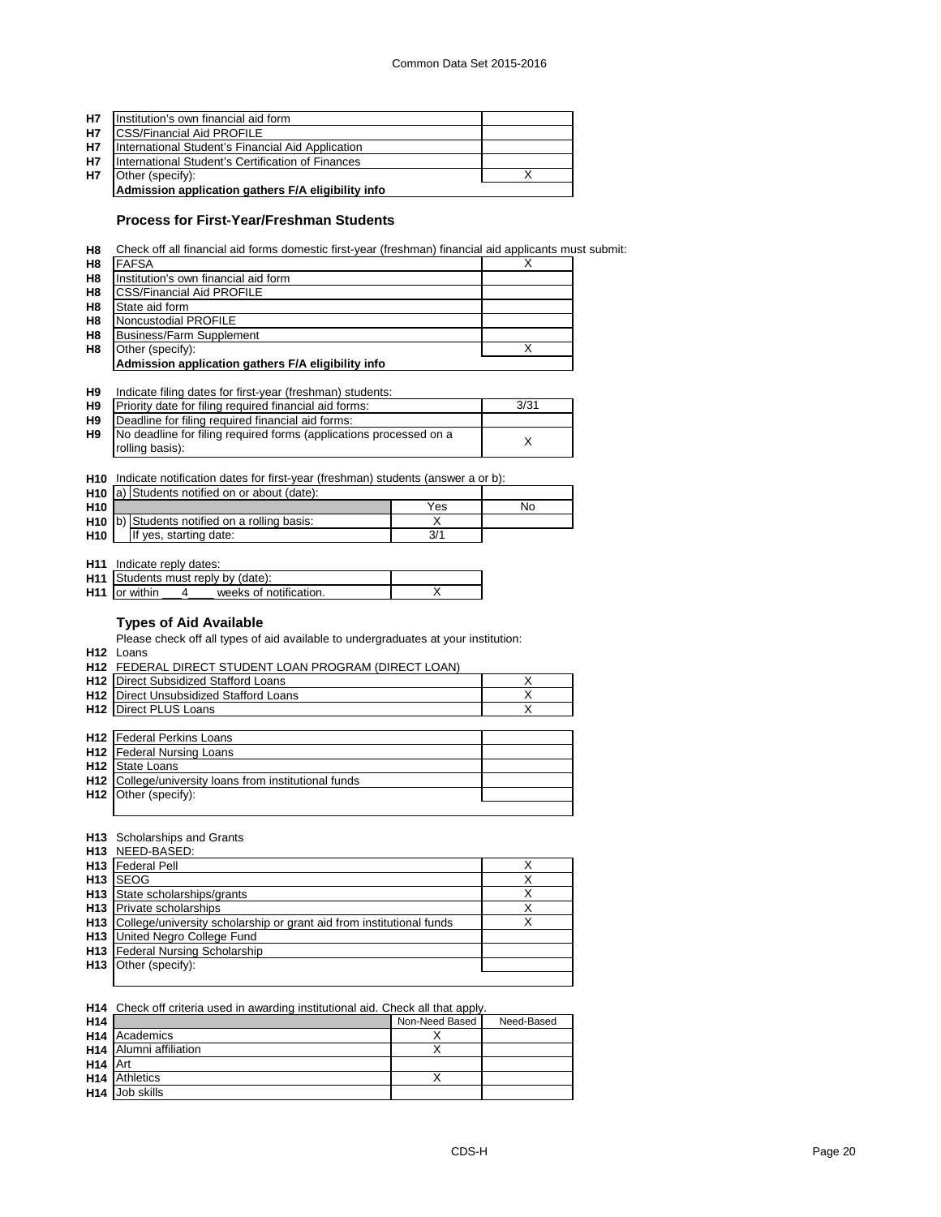| | | |
|---|---|---|
| H7 | Institution's own financial aid form | |
| H7 | CSS/Financial Aid PROFILE | |
| H7 | International Student's Financial Aid Application | |
| H7 | International Student's Certification of Finances | |
| H7 | Other (specify): | X |
| | **Admission application gathers F/A eligibility info** | |

### Process for First-Year/Freshman Students

**H8** Check off all financial aid forms domestic first-year (freshman) financial aid applicants must submit:

| | | |
|---|---|---|
| H8 | FAFSA | X |
| H8 | Institution's own financial aid form | |
| H8 | CSS/Financial Aid PROFILE | |
| H8 | State aid form | |
| H8 | Noncustodial PROFILE | |
| H8 | Business/Farm Supplement | |
| H8 | Other (specify): | X |
| | **Admission application gathers F/A eligibility info** | |

**H9** Indicate filing dates for first-year (freshman) students:

| | | |
|---|---|---|
| H9 | Priority date for filing required financial aid forms: | 3/31 |
| H9 | Deadline for filing required financial aid forms: | |
| H9 | No deadline for filing required forms (applications processed on a rolling basis): | X |

**H10** Indicate notification dates for first-year (freshman) students (answer a or b):

| | | | |
|---|---|---|---|
| H10 | a) Students notified on or about (date): | | |
| H10 | | Yes | No |
| H10 | b) Students notified on a rolling basis: | X | |
| H10 | If yes, starting date: | 3/1 | |

**H11** Indicate reply dates:

| | | |
|---|---|---|
| H11 | Students must reply by (date): | |
| H11 | or within \_\_\_4\_\_\_\_ weeks of notification. | X |

### Types of Aid Available

Please check off all types of aid available to undergraduates at your institution:

**H12** Loans

**H12** FEDERAL DIRECT STUDENT LOAN PROGRAM (DIRECT LOAN)

| | | |
|---|---|---|
| H12 | Direct Subsidized Stafford Loans | X |
| H12 | Direct Unsubsidized Stafford Loans | X |
| H12 | Direct PLUS Loans | X |

| | | |
|---|---|---|
| H12 | Federal Perkins Loans | |
| H12 | Federal Nursing Loans | |
| H12 | State Loans | |
| H12 | College/university loans from institutional funds | |
| H12 | Other (specify): | |

**H13** Scholarships and Grants

**H13** NEED-BASED:

| | | |
|---|---|---|
| H13 | Federal Pell | X |
| H13 | SEOG | X |
| H13 | State scholarships/grants | X |
| H13 | Private scholarships | X |
| H13 | College/university scholarship or grant aid from institutional funds | X |
| H13 | United Negro College Fund | |
| H13 | Federal Nursing Scholarship | |
| H13 | Other (specify): | |

**H14** Check off criteria used in awarding institutional aid. Check all that apply.

| | | Non-Need Based | Need-Based |
|---|---|---|---|
| H14 | Academics | X | |
| H14 | Alumni affiliation | X | |
| H14 | Art | | |
| H14 | Athletics | X | |
| H14 | Job skills | | |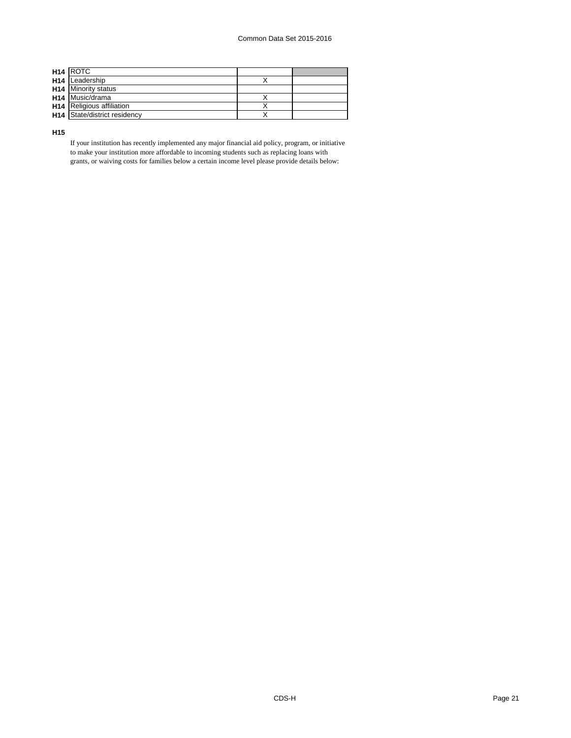| | | | |
|---|---|---|---|
| **H14** | ROTC | | |
| **H14** | Leadership | X | |
| **H14** | Minority status | | |
| **H14** | Music/drama | X | |
| **H14** | Religious affiliation | X | |
| **H14** | State/district residency | X | |

**H15**

If your institution has recently implemented any major financial aid policy, program, or initiative to make your institution more affordable to incoming students such as replacing loans with grants, or waiving costs for families below a certain income level please provide details below: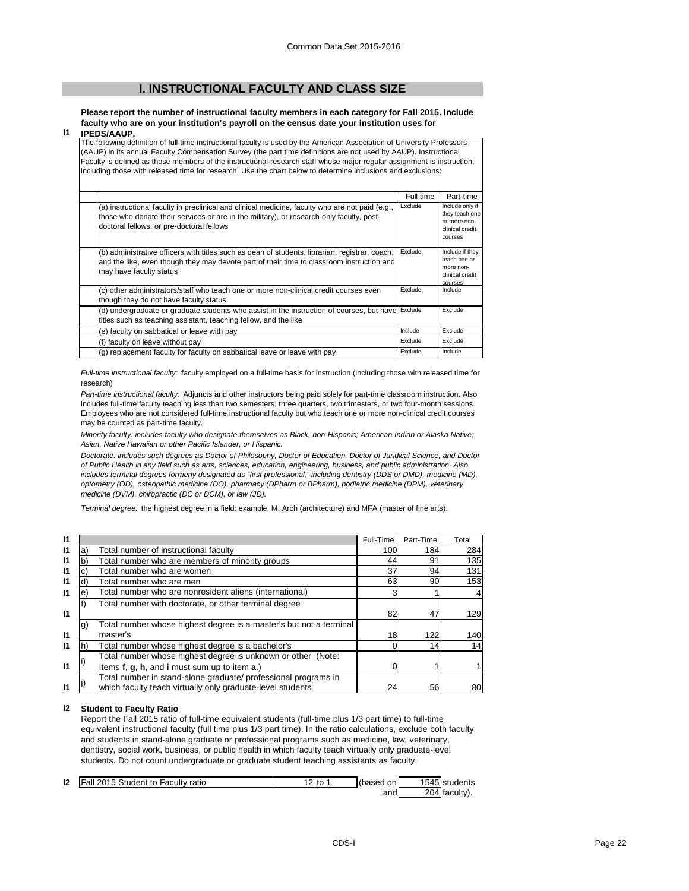## I. INSTRUCTIONAL FACULTY AND CLASS SIZE

**I1** **Please report the number of instructional faculty members in each category for Fall 2015. Include faculty who are on your institution's payroll on the census date your institution uses for IPEDS/AAUP.**

The following definition of full-time instructional faculty is used by the American Association of University Professors (AAUP) in its annual Faculty Compensation Survey (the part time definitions are not used by AAUP). Instructional Faculty is defined as those members of the instructional-research staff whose major regular assignment is instruction, including those with released time for research. Use the chart below to determine inclusions and exclusions:

| | Full-time | Part-time |
|---|---|---|
| (a) instructional faculty in preclinical and clinical medicine, faculty who are not paid (e.g., those who donate their services or are in the military), or research-only faculty, post-doctoral fellows, or pre-doctoral fellows | Exclude | Include only if they teach one or more non-clinical credit courses |
| (b) administrative officers with titles such as dean of students, librarian, registrar, coach, and the like, even though they may devote part of their time to classroom instruction and may have faculty status | Exclude | Include if they teach one or more non-clinical credit courses |
| (c) other administrators/staff who teach one or more non-clinical credit courses even though they do not have faculty status | Exclude | Include |
| (d) undergraduate or graduate students who assist in the instruction of courses, but have titles such as teaching assistant, teaching fellow, and the like | Exclude | Exclude |
| (e) faculty on sabbatical or leave with pay | Include | Exclude |
| (f) faculty on leave without pay | Exclude | Exclude |
| (g) replacement faculty for faculty on sabbatical leave or leave with pay | Exclude | Include |

*Full-time instructional faculty:* faculty employed on a full-time basis for instruction (including those with released time for research)

*Part-time instructional faculty:* Adjuncts and other instructors being paid solely for part-time classroom instruction. Also includes full-time faculty teaching less than two semesters, three quarters, two trimesters, or two four-month sessions. Employees who are not considered full-time instructional faculty but who teach one or more non-clinical credit courses may be counted as part-time faculty.

*Minority faculty: includes faculty who designate themselves as Black, non-Hispanic; American Indian or Alaska Native; Asian, Native Hawaiian or other Pacific Islander, or Hispanic.*

*Doctorate: includes such degrees as Doctor of Philosophy, Doctor of Education, Doctor of Juridical Science, and Doctor of Public Health in any field such as arts, sciences, education, engineering, business, and public administration. Also includes terminal degrees formerly designated as "first professional," including dentistry (DDS or DMD), medicine (MD), optometry (OD), osteopathic medicine (DO), pharmacy (DPharm or BPharm), podiatric medicine (DPM), veterinary medicine (DVM), chiropractic (DC or DCM), or law (JD).*

*Terminal degree:* the highest degree in a field: example, M. Arch (architecture) and MFA (master of fine arts).

| | | | Full-Time | Part-Time | Total |
|---|---|---|---|---|---|
| I1 | a) | Total number of instructional faculty | 100 | 184 | 284 |
| I1 | b) | Total number who are members of minority groups | 44 | 91 | 135 |
| I1 | c) | Total number who are women | 37 | 94 | 131 |
| I1 | d) | Total number who are men | 63 | 90 | 153 |
| I1 | e) | Total number who are nonresident aliens (international) | 3 | 1 | 4 |
| I1 | f) | Total number with doctorate, or other terminal degree | 82 | 47 | 129 |
| I1 | g) | Total number whose highest degree is a master's but not a terminal master's | 18 | 122 | 140 |
| I1 | h) | Total number whose highest degree is a bachelor's | 0 | 14 | 14 |
| I1 | i) | Total number whose highest degree is unknown or other (Note: Items **f**, **g**, **h**, and **i** must sum up to item **a**.) | 0 | 1 | 1 |
| I1 | j) | Total number in stand-alone graduate/ professional programs in which faculty teach virtually only graduate-level students | 24 | 56 | 80 |

**I2** **Student to Faculty Ratio**

Report the Fall 2015 ratio of full-time equivalent students (full-time plus 1/3 part time) to full-time equivalent instructional faculty (full time plus 1/3 part time). In the ratio calculations, exclude both faculty and students in stand-alone graduate or professional programs such as medicine, law, veterinary, dentistry, social work, business, or public health in which faculty teach virtually only graduate-level students. Do not count undergraduate or graduate student teaching assistants as faculty.

| I2 | Fall 2015 Student to Faculty ratio | 12 to 1 | (based on | 1545 students |
|---|---|---|---|---|
| | | | and | 204 faculty). |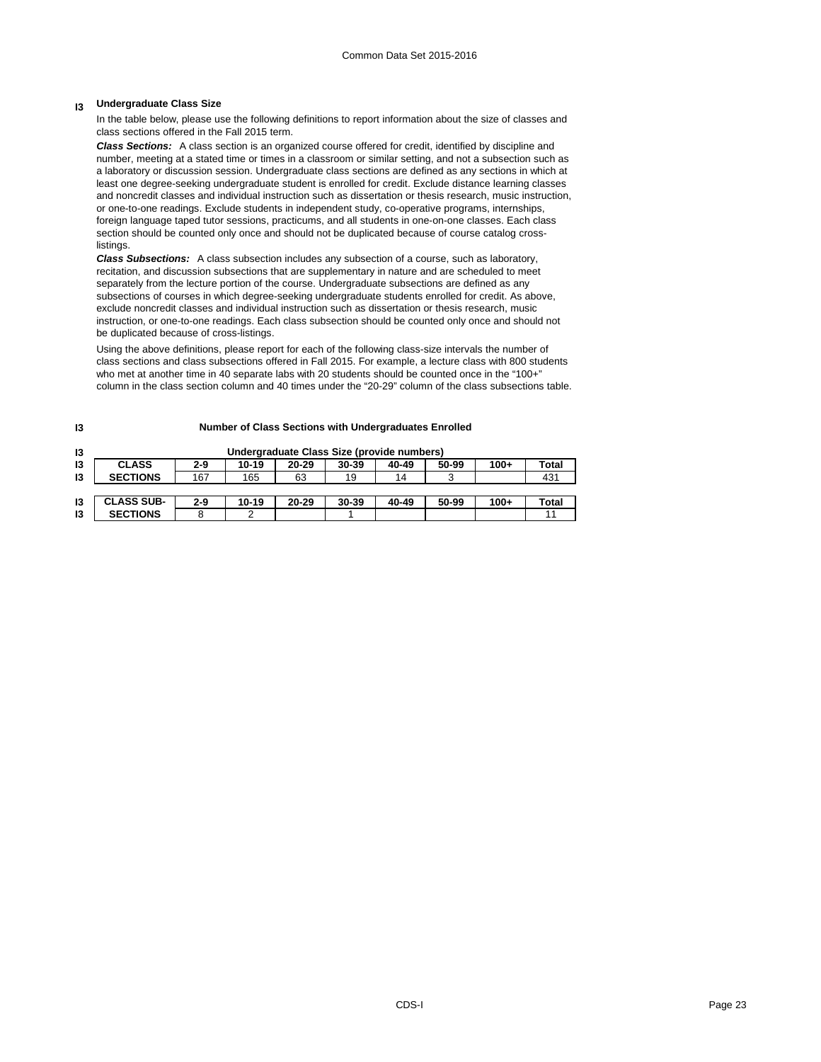### I3 Undergraduate Class Size

In the table below, please use the following definitions to report information about the size of classes and class sections offered in the Fall 2015 term.

***Class Sections:*** A class section is an organized course offered for credit, identified by discipline and number, meeting at a stated time or times in a classroom or similar setting, and not a subsection such as a laboratory or discussion session. Undergraduate class sections are defined as any sections in which at least one degree-seeking undergraduate student is enrolled for credit. Exclude distance learning classes and noncredit classes and individual instruction such as dissertation or thesis research, music instruction, or one-to-one readings. Exclude students in independent study, co-operative programs, internships, foreign language taped tutor sessions, practicums, and all students in one-on-one classes. Each class section should be counted only once and should not be duplicated because of course catalog cross-listings.

***Class Subsections:*** A class subsection includes any subsection of a course, such as laboratory, recitation, and discussion subsections that are supplementary in nature and are scheduled to meet separately from the lecture portion of the course. Undergraduate subsections are defined as any subsections of courses in which degree-seeking undergraduate students enrolled for credit. As above, exclude noncredit classes and individual instruction such as dissertation or thesis research, music instruction, or one-to-one readings. Each class subsection should be counted only once and should not be duplicated because of cross-listings.

Using the above definitions, please report for each of the following class-size intervals the number of class sections and class subsections offered in Fall 2015. For example, a lecture class with 800 students who met at another time in 40 separate labs with 20 students should be counted once in the "100+" column in the class section column and 40 times under the "20-29" column of the class subsections table.

**I3 Number of Class Sections with Undergraduates Enrolled**

**Undergraduate Class Size (provide numbers)**

| CLASS SECTIONS | 2-9 | 10-19 | 20-29 | 30-39 | 40-49 | 50-99 | 100+ | Total |
|---|---|---|---|---|---|---|---|---|
| | 167 | 165 | 63 | 19 | 14 | 3 | | 431 |

| CLASS SUB-SECTIONS | 2-9 | 10-19 | 20-29 | 30-39 | 40-49 | 50-99 | 100+ | Total |
|---|---|---|---|---|---|---|---|---|
| | 8 | 2 | | 1 | | | | 11 |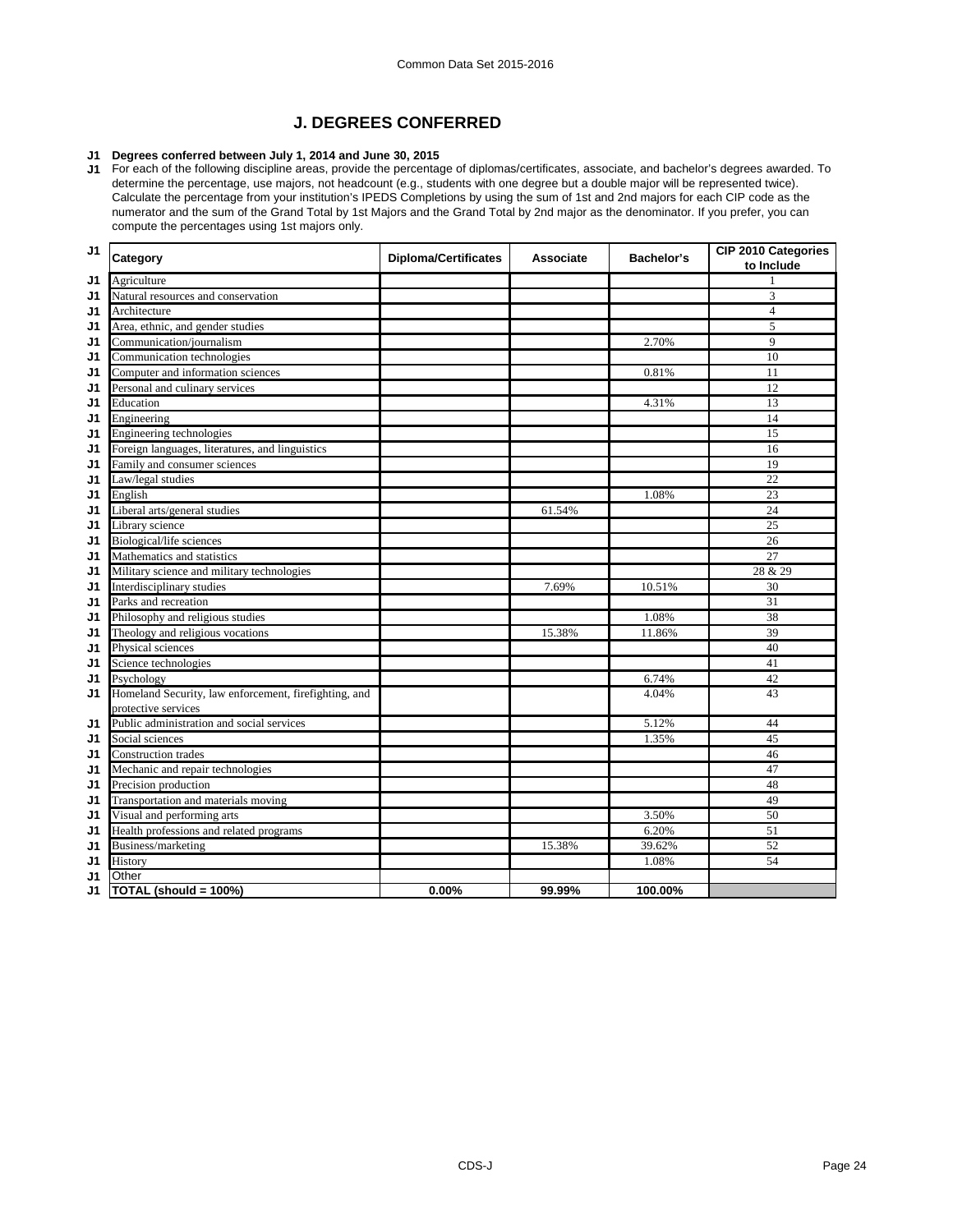## J. DEGREES CONFERRED

**J1 Degrees conferred between July 1, 2014 and June 30, 2015**

J1 For each of the following discipline areas, provide the percentage of diplomas/certificates, associate, and bachelor's degrees awarded. To determine the percentage, use majors, not headcount (e.g., students with one degree but a double major will be represented twice). Calculate the percentage from your institution's IPEDS Completions by using the sum of 1st and 2nd majors for each CIP code as the numerator and the sum of the Grand Total by 1st Majors and the Grand Total by 2nd major as the denominator. If you prefer, you can compute the percentages using 1st majors only.

| J1 | Category | Diploma/Certificates | Associate | Bachelor's | CIP 2010 Categories to Include |
|---|---|---|---|---|---|
| J1 | Agriculture | | | | 1 |
| J1 | Natural resources and conservation | | | | 3 |
| J1 | Architecture | | | | 4 |
| J1 | Area, ethnic, and gender studies | | | | 5 |
| J1 | Communication/journalism | | | 2.70% | 9 |
| J1 | Communication technologies | | | | 10 |
| J1 | Computer and information sciences | | | 0.81% | 11 |
| J1 | Personal and culinary services | | | | 12 |
| J1 | Education | | | 4.31% | 13 |
| J1 | Engineering | | | | 14 |
| J1 | Engineering technologies | | | | 15 |
| J1 | Foreign languages, literatures, and linguistics | | | | 16 |
| J1 | Family and consumer sciences | | | | 19 |
| J1 | Law/legal studies | | | | 22 |
| J1 | English | | | 1.08% | 23 |
| J1 | Liberal arts/general studies | | 61.54% | | 24 |
| J1 | Library science | | | | 25 |
| J1 | Biological/life sciences | | | | 26 |
| J1 | Mathematics and statistics | | | | 27 |
| J1 | Military science and military technologies | | | | 28 & 29 |
| J1 | Interdisciplinary studies | | 7.69% | 10.51% | 30 |
| J1 | Parks and recreation | | | | 31 |
| J1 | Philosophy and religious studies | | | 1.08% | 38 |
| J1 | Theology and religious vocations | | 15.38% | 11.86% | 39 |
| J1 | Physical sciences | | | | 40 |
| J1 | Science technologies | | | | 41 |
| J1 | Psychology | | | 6.74% | 42 |
| J1 | Homeland Security, law enforcement, firefighting, and protective services | | | 4.04% | 43 |
| J1 | Public administration and social services | | | 5.12% | 44 |
| J1 | Social sciences | | | 1.35% | 45 |
| J1 | Construction trades | | | | 46 |
| J1 | Mechanic and repair technologies | | | | 47 |
| J1 | Precision production | | | | 48 |
| J1 | Transportation and materials moving | | | | 49 |
| J1 | Visual and performing arts | | | 3.50% | 50 |
| J1 | Health professions and related programs | | | 6.20% | 51 |
| J1 | Business/marketing | | 15.38% | 39.62% | 52 |
| J1 | History | | | 1.08% | 54 |
| J1 | Other | | | | |
| J1 | **TOTAL (should = 100%)** | **0.00%** | **99.99%** | **100.00%** | |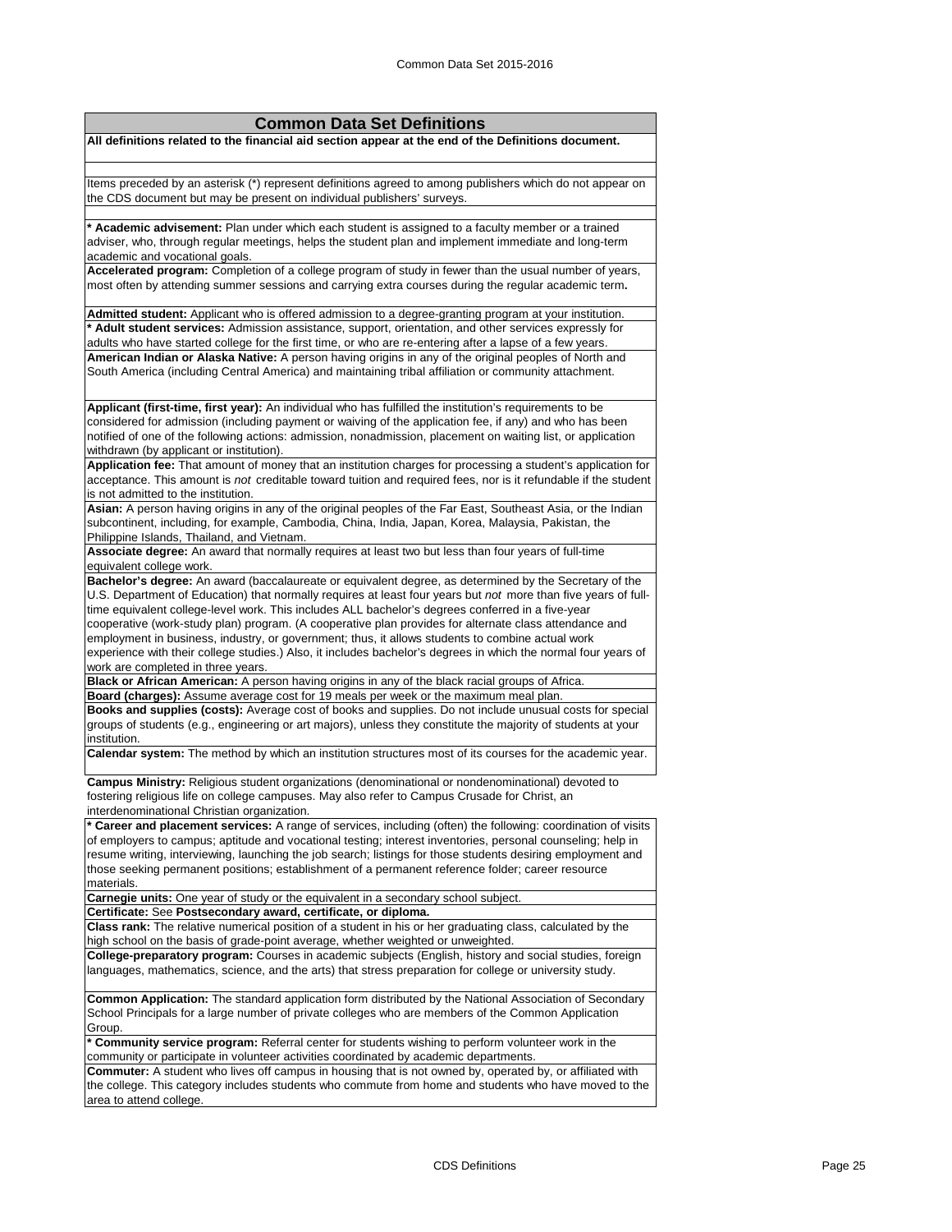## Common Data Set Definitions

**All definitions related to the financial aid section appear at the end of the Definitions document.**

Items preceded by an asterisk (*) represent definitions agreed to among publishers which do not appear on the CDS document but may be present on individual publishers' surveys.

*** Academic advisement:** Plan under which each student is assigned to a faculty member or a trained adviser, who, through regular meetings, helps the student plan and implement immediate and long-term academic and vocational goals.

**Accelerated program:** Completion of a college program of study in fewer than the usual number of years, most often by attending summer sessions and carrying extra courses during the regular academic term**.**

**Admitted student:** Applicant who is offered admission to a degree-granting program at your institution.

*** Adult student services:** Admission assistance, support, orientation, and other services expressly for adults who have started college for the first time, or who are re-entering after a lapse of a few years.

**American Indian or Alaska Native:** A person having origins in any of the original peoples of North and South America (including Central America) and maintaining tribal affiliation or community attachment.

**Applicant (first-time, first year):** An individual who has fulfilled the institution's requirements to be considered for admission (including payment or waiving of the application fee, if any) and who has been notified of one of the following actions: admission, nonadmission, placement on waiting list, or application withdrawn (by applicant or institution).

**Application fee:** That amount of money that an institution charges for processing a student's application for acceptance. This amount is *not* creditable toward tuition and required fees, nor is it refundable if the student is not admitted to the institution.

**Asian:** A person having origins in any of the original peoples of the Far East, Southeast Asia, or the Indian subcontinent, including, for example, Cambodia, China, India, Japan, Korea, Malaysia, Pakistan, the Philippine Islands, Thailand, and Vietnam.

**Associate degree:** An award that normally requires at least two but less than four years of full-time equivalent college work.

**Bachelor's degree:** An award (baccalaureate or equivalent degree, as determined by the Secretary of the U.S. Department of Education) that normally requires at least four years but *not* more than five years of full-time equivalent college-level work. This includes ALL bachelor's degrees conferred in a five-year cooperative (work-study plan) program. (A cooperative plan provides for alternate class attendance and employment in business, industry, or government; thus, it allows students to combine actual work experience with their college studies.) Also, it includes bachelor's degrees in which the normal four years of work are completed in three years.

**Black or African American:** A person having origins in any of the black racial groups of Africa.

**Board (charges):** Assume average cost for 19 meals per week or the maximum meal plan.

**Books and supplies (costs):** Average cost of books and supplies. Do not include unusual costs for special groups of students (e.g., engineering or art majors), unless they constitute the majority of students at your institution.

**Calendar system:** The method by which an institution structures most of its courses for the academic year.

**Campus Ministry:** Religious student organizations (denominational or nondenominational) devoted to fostering religious life on college campuses. May also refer to Campus Crusade for Christ, an interdenominational Christian organization.

*** Career and placement services:** A range of services, including (often) the following: coordination of visits of employers to campus; aptitude and vocational testing; interest inventories, personal counseling; help in resume writing, interviewing, launching the job search; listings for those students desiring employment and those seeking permanent positions; establishment of a permanent reference folder; career resource materials.

**Carnegie units:** One year of study or the equivalent in a secondary school subject.

**Certificate:** See **Postsecondary award, certificate, or diploma.**

**Class rank:** The relative numerical position of a student in his or her graduating class, calculated by the high school on the basis of grade-point average, whether weighted or unweighted.

**College-preparatory program:** Courses in academic subjects (English, history and social studies, foreign languages, mathematics, science, and the arts) that stress preparation for college or university study.

**Common Application:** The standard application form distributed by the National Association of Secondary School Principals for a large number of private colleges who are members of the Common Application Group.

*** Community service program:** Referral center for students wishing to perform volunteer work in the community or participate in volunteer activities coordinated by academic departments.

**Commuter:** A student who lives off campus in housing that is not owned by, operated by, or affiliated with the college. This category includes students who commute from home and students who have moved to the area to attend college.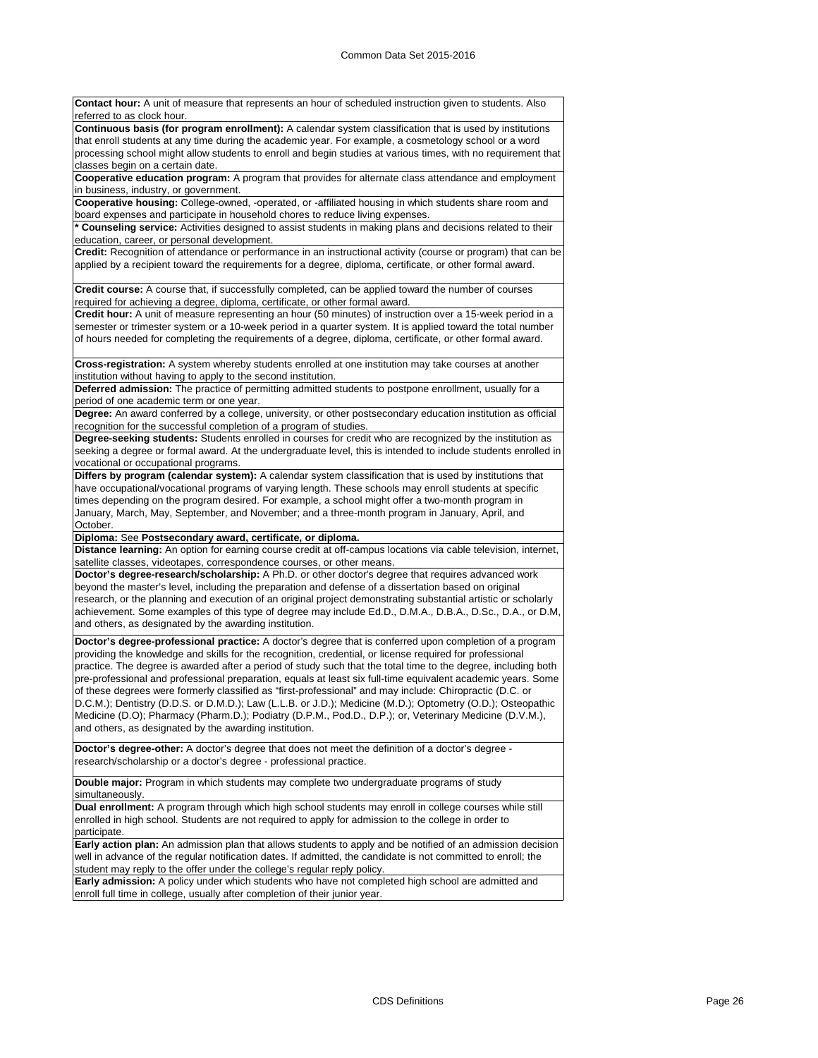**Contact hour:** A unit of measure that represents an hour of scheduled instruction given to students. Also referred to as clock hour.

**Continuous basis (for program enrollment):** A calendar system classification that is used by institutions that enroll students at any time during the academic year. For example, a cosmetology school or a word processing school might allow students to enroll and begin studies at various times, with no requirement that classes begin on a certain date.

**Cooperative education program:** A program that provides for alternate class attendance and employment in business, industry, or government.

**Cooperative housing:** College-owned, -operated, or -affiliated housing in which students share room and board expenses and participate in household chores to reduce living expenses.

**\* Counseling service:** Activities designed to assist students in making plans and decisions related to their education, career, or personal development.

**Credit:** Recognition of attendance or performance in an instructional activity (course or program) that can be applied by a recipient toward the requirements for a degree, diploma, certificate, or other formal award.

**Credit course:** A course that, if successfully completed, can be applied toward the number of courses required for achieving a degree, diploma, certificate, or other formal award.

**Credit hour:** A unit of measure representing an hour (50 minutes) of instruction over a 15-week period in a semester or trimester system or a 10-week period in a quarter system. It is applied toward the total number of hours needed for completing the requirements of a degree, diploma, certificate, or other formal award.

**Cross-registration:** A system whereby students enrolled at one institution may take courses at another institution without having to apply to the second institution.

**Deferred admission:** The practice of permitting admitted students to postpone enrollment, usually for a period of one academic term or one year.

**Degree:** An award conferred by a college, university, or other postsecondary education institution as official recognition for the successful completion of a program of studies.

**Degree-seeking students:** Students enrolled in courses for credit who are recognized by the institution as seeking a degree or formal award. At the undergraduate level, this is intended to include students enrolled in vocational or occupational programs.

**Differs by program (calendar system):** A calendar system classification that is used by institutions that have occupational/vocational programs of varying length. These schools may enroll students at specific times depending on the program desired. For example, a school might offer a two-month program in January, March, May, September, and November; and a three-month program in January, April, and October.

**Diploma:** See **Postsecondary award, certificate, or diploma.**

**Distance learning:** An option for earning course credit at off-campus locations via cable television, internet, satellite classes, videotapes, correspondence courses, or other means.

**Doctor's degree-research/scholarship:** A Ph.D. or other doctor's degree that requires advanced work beyond the master's level, including the preparation and defense of a dissertation based on original research, or the planning and execution of an original project demonstrating substantial artistic or scholarly achievement. Some examples of this type of degree may include Ed.D., D.M.A., D.B.A., D.Sc., D.A., or D.M, and others, as designated by the awarding institution.

**Doctor's degree-professional practice:** A doctor's degree that is conferred upon completion of a program providing the knowledge and skills for the recognition, credential, or license required for professional practice. The degree is awarded after a period of study such that the total time to the degree, including both pre-professional and professional preparation, equals at least six full-time equivalent academic years. Some of these degrees were formerly classified as "first-professional" and may include: Chiropractic (D.C. or D.C.M.); Dentistry (D.D.S. or D.M.D.); Law (L.L.B. or J.D.); Medicine (M.D.); Optometry (O.D.); Osteopathic Medicine (D.O); Pharmacy (Pharm.D.); Podiatry (D.P.M., Pod.D., D.P.); or, Veterinary Medicine (D.V.M.), and others, as designated by the awarding institution.

**Doctor's degree-other:** A doctor's degree that does not meet the definition of a doctor's degree - research/scholarship or a doctor's degree - professional practice.

**Double major:** Program in which students may complete two undergraduate programs of study simultaneously.

**Dual enrollment:** A program through which high school students may enroll in college courses while still enrolled in high school. Students are not required to apply for admission to the college in order to participate.

**Early action plan:** An admission plan that allows students to apply and be notified of an admission decision well in advance of the regular notification dates. If admitted, the candidate is not committed to enroll; the student may reply to the offer under the college's regular reply policy.

**Early admission:** A policy under which students who have not completed high school are admitted and enroll full time in college, usually after completion of their junior year.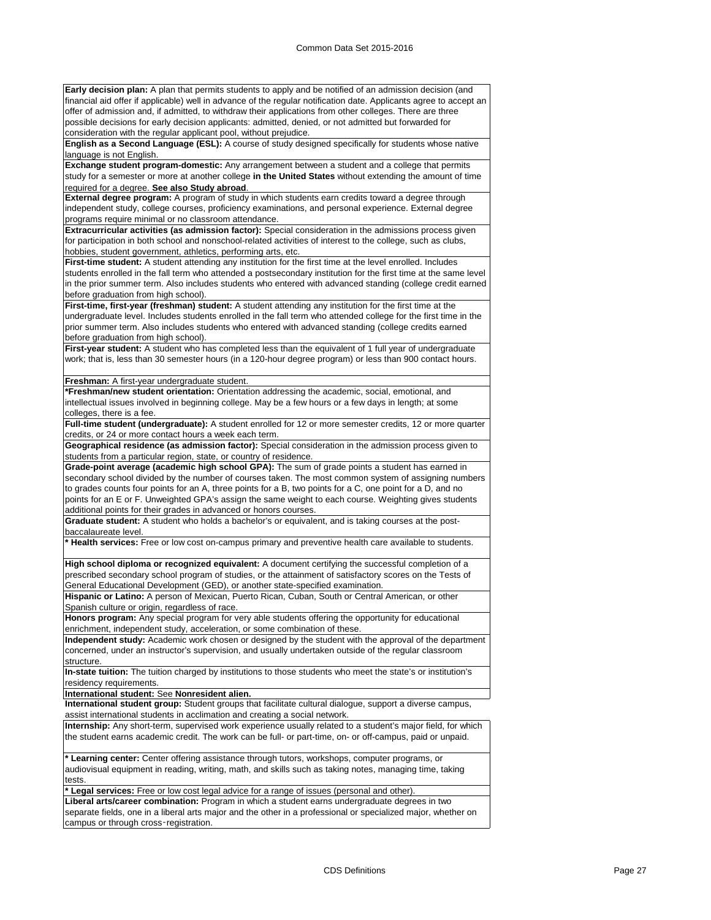**Early decision plan:** A plan that permits students to apply and be notified of an admission decision (and financial aid offer if applicable) well in advance of the regular notification date. Applicants agree to accept an offer of admission and, if admitted, to withdraw their applications from other colleges. There are three possible decisions for early decision applicants: admitted, denied, or not admitted but forwarded for consideration with the regular applicant pool, without prejudice.

**English as a Second Language (ESL):** A course of study designed specifically for students whose native language is not English.

**Exchange student program-domestic:** Any arrangement between a student and a college that permits study for a semester or more at another college **in the United States** without extending the amount of time required for a degree. **See also Study abroad**.

**External degree program:** A program of study in which students earn credits toward a degree through independent study, college courses, proficiency examinations, and personal experience. External degree programs require minimal or no classroom attendance.

**Extracurricular activities (as admission factor):** Special consideration in the admissions process given for participation in both school and nonschool-related activities of interest to the college, such as clubs, hobbies, student government, athletics, performing arts, etc.

**First-time student:** A student attending any institution for the first time at the level enrolled. Includes students enrolled in the fall term who attended a postsecondary institution for the first time at the same level in the prior summer term. Also includes students who entered with advanced standing (college credit earned before graduation from high school).

**First-time, first-year (freshman) student:** A student attending any institution for the first time at the undergraduate level. Includes students enrolled in the fall term who attended college for the first time in the prior summer term. Also includes students who entered with advanced standing (college credits earned before graduation from high school).

**First-year student:** A student who has completed less than the equivalent of 1 full year of undergraduate work; that is, less than 30 semester hours (in a 120-hour degree program) or less than 900 contact hours.

**Freshman:** A first-year undergraduate student.

***Freshman/new student orientation:** Orientation addressing the academic, social, emotional, and intellectual issues involved in beginning college. May be a few hours or a few days in length; at some colleges, there is a fee.

**Full-time student (undergraduate):** A student enrolled for 12 or more semester credits, 12 or more quarter credits, or 24 or more contact hours a week each term.

**Geographical residence (as admission factor):** Special consideration in the admission process given to students from a particular region, state, or country of residence.

**Grade-point average (academic high school GPA):** The sum of grade points a student has earned in secondary school divided by the number of courses taken. The most common system of assigning numbers to grades counts four points for an A, three points for a B, two points for a C, one point for a D, and no points for an E or F. Unweighted GPA's assign the same weight to each course. Weighting gives students additional points for their grades in advanced or honors courses.

**Graduate student:** A student who holds a bachelor's or equivalent, and is taking courses at the post-baccalaureate level.

**\* Health services:** Free or low cost on-campus primary and preventive health care available to students.

**High school diploma or recognized equivalent:** A document certifying the successful completion of a prescribed secondary school program of studies, or the attainment of satisfactory scores on the Tests of General Educational Development (GED), or another state-specified examination.

**Hispanic or Latino:** A person of Mexican, Puerto Rican, Cuban, South or Central American, or other Spanish culture or origin, regardless of race.

**Honors program:** Any special program for very able students offering the opportunity for educational enrichment, independent study, acceleration, or some combination of these.

**Independent study:** Academic work chosen or designed by the student with the approval of the department concerned, under an instructor's supervision, and usually undertaken outside of the regular classroom structure.

**In-state tuition:** The tuition charged by institutions to those students who meet the state's or institution's residency requirements.

**International student:** See **Nonresident alien.**

**International student group:** Student groups that facilitate cultural dialogue, support a diverse campus, assist international students in acclimation and creating a social network.

**Internship:** Any short-term, supervised work experience usually related to a student's major field, for which the student earns academic credit. The work can be full- or part-time, on- or off-campus, paid or unpaid.

**\* Learning center:** Center offering assistance through tutors, workshops, computer programs, or audiovisual equipment in reading, writing, math, and skills such as taking notes, managing time, taking tests.

**\* Legal services:** Free or low cost legal advice for a range of issues (personal and other).

**Liberal arts/career combination:** Program in which a student earns undergraduate degrees in two separate fields, one in a liberal arts major and the other in a professional or specialized major, whether on campus or through cross-registration.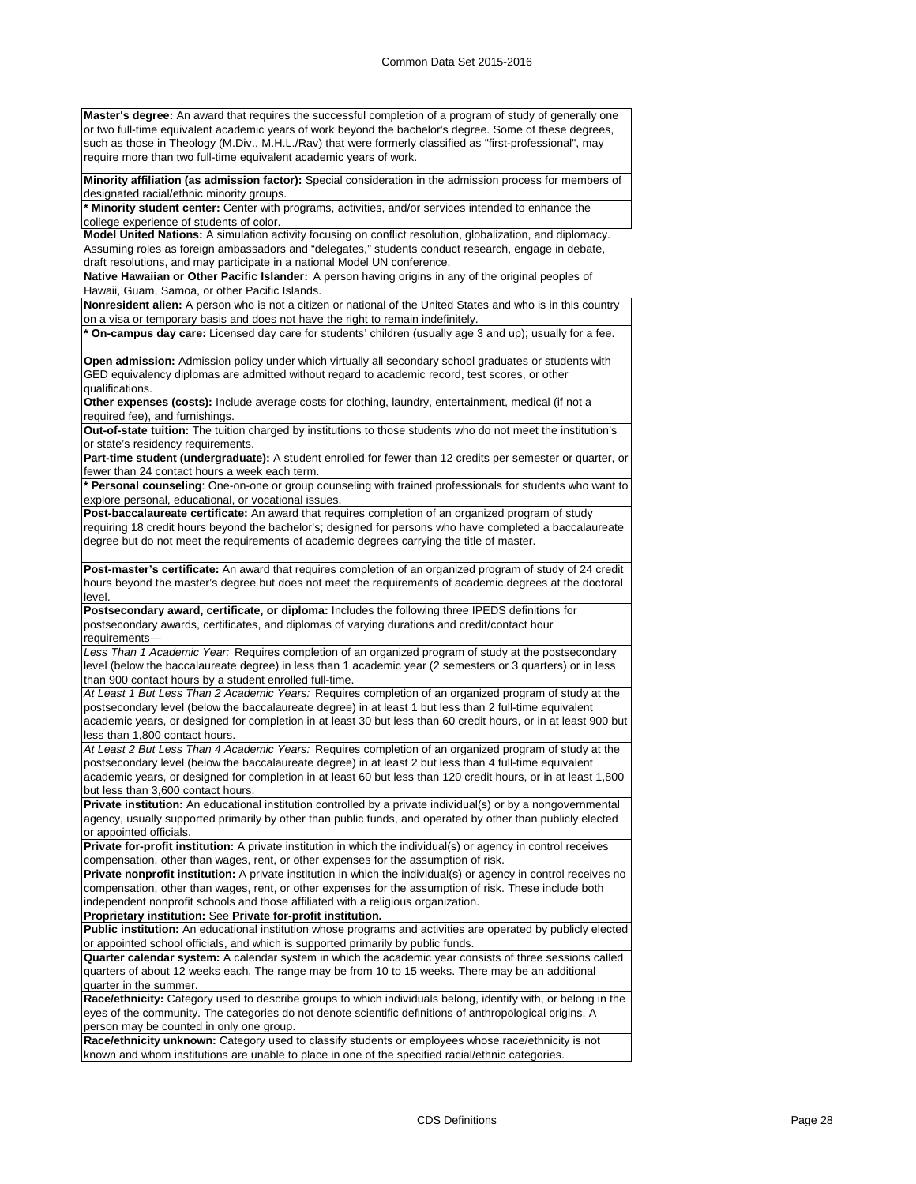**Master's degree:** An award that requires the successful completion of a program of study of generally one or two full-time equivalent academic years of work beyond the bachelor's degree. Some of these degrees, such as those in Theology (M.Div., M.H.L./Rav) that were formerly classified as "first-professional", may require more than two full-time equivalent academic years of work.

**Minority affiliation (as admission factor):** Special consideration in the admission process for members of designated racial/ethnic minority groups.

**\* Minority student center:** Center with programs, activities, and/or services intended to enhance the college experience of students of color.

**Model United Nations:** A simulation activity focusing on conflict resolution, globalization, and diplomacy. Assuming roles as foreign ambassadors and "delegates," students conduct research, engage in debate, draft resolutions, and may participate in a national Model UN conference.

**Native Hawaiian or Other Pacific Islander:** A person having origins in any of the original peoples of Hawaii, Guam, Samoa, or other Pacific Islands.

**Nonresident alien:** A person who is not a citizen or national of the United States and who is in this country on a visa or temporary basis and does not have the right to remain indefinitely.

**\* On-campus day care:** Licensed day care for students' children (usually age 3 and up); usually for a fee.

**Open admission:** Admission policy under which virtually all secondary school graduates or students with GED equivalency diplomas are admitted without regard to academic record, test scores, or other qualifications.

**Other expenses (costs):** Include average costs for clothing, laundry, entertainment, medical (if not a required fee), and furnishings.

**Out-of-state tuition:** The tuition charged by institutions to those students who do not meet the institution's or state's residency requirements.

**Part-time student (undergraduate):** A student enrolled for fewer than 12 credits per semester or quarter, or fewer than 24 contact hours a week each term.

**\* Personal counseling**: One-on-one or group counseling with trained professionals for students who want to explore personal, educational, or vocational issues.

**Post-baccalaureate certificate:** An award that requires completion of an organized program of study requiring 18 credit hours beyond the bachelor's; designed for persons who have completed a baccalaureate degree but do not meet the requirements of academic degrees carrying the title of master.

**Post-master's certificate:** An award that requires completion of an organized program of study of 24 credit hours beyond the master's degree but does not meet the requirements of academic degrees at the doctoral level.

**Postsecondary award, certificate, or diploma:** Includes the following three IPEDS definitions for postsecondary awards, certificates, and diplomas of varying durations and credit/contact hour requirements—

*Less Than 1 Academic Year:* Requires completion of an organized program of study at the postsecondary level (below the baccalaureate degree) in less than 1 academic year (2 semesters or 3 quarters) or in less than 900 contact hours by a student enrolled full-time.

*At Least 1 But Less Than 2 Academic Years:* Requires completion of an organized program of study at the postsecondary level (below the baccalaureate degree) in at least 1 but less than 2 full-time equivalent academic years, or designed for completion in at least 30 but less than 60 credit hours, or in at least 900 but less than 1,800 contact hours.

*At Least 2 But Less Than 4 Academic Years:* Requires completion of an organized program of study at the postsecondary level (below the baccalaureate degree) in at least 2 but less than 4 full-time equivalent academic years, or designed for completion in at least 60 but less than 120 credit hours, or in at least 1,800 but less than 3,600 contact hours.

**Private institution:** An educational institution controlled by a private individual(s) or by a nongovernmental agency, usually supported primarily by other than public funds, and operated by other than publicly elected or appointed officials.

**Private for-profit institution:** A private institution in which the individual(s) or agency in control receives compensation, other than wages, rent, or other expenses for the assumption of risk.

**Private nonprofit institution:** A private institution in which the individual(s) or agency in control receives no compensation, other than wages, rent, or other expenses for the assumption of risk. These include both independent nonprofit schools and those affiliated with a religious organization.

**Proprietary institution:** See **Private for-profit institution.**

**Public institution:** An educational institution whose programs and activities are operated by publicly elected or appointed school officials, and which is supported primarily by public funds.

**Quarter calendar system:** A calendar system in which the academic year consists of three sessions called quarters of about 12 weeks each. The range may be from 10 to 15 weeks. There may be an additional quarter in the summer.

**Race/ethnicity:** Category used to describe groups to which individuals belong, identify with, or belong in the eyes of the community. The categories do not denote scientific definitions of anthropological origins. A person may be counted in only one group.

**Race/ethnicity unknown:** Category used to classify students or employees whose race/ethnicity is not known and whom institutions are unable to place in one of the specified racial/ethnic categories.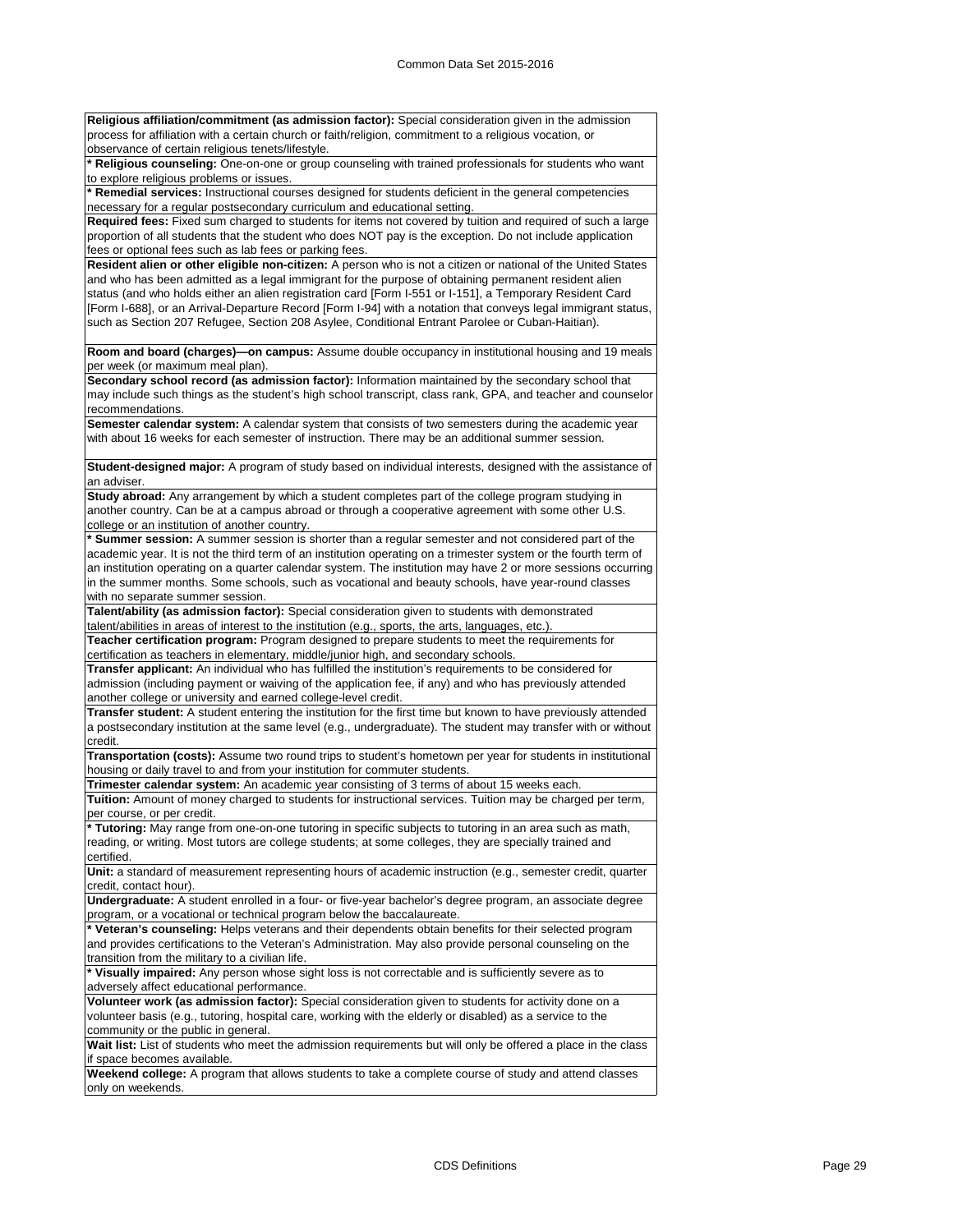**Religious affiliation/commitment (as admission factor):** Special consideration given in the admission process for affiliation with a certain church or faith/religion, commitment to a religious vocation, or observance of certain religious tenets/lifestyle.

*** Religious counseling:** One-on-one or group counseling with trained professionals for students who want to explore religious problems or issues.

*** Remedial services:** Instructional courses designed for students deficient in the general competencies necessary for a regular postsecondary curriculum and educational setting.

**Required fees:** Fixed sum charged to students for items not covered by tuition and required of such a large proportion of all students that the student who does NOT pay is the exception. Do not include application fees or optional fees such as lab fees or parking fees.

**Resident alien or other eligible non-citizen:** A person who is not a citizen or national of the United States and who has been admitted as a legal immigrant for the purpose of obtaining permanent resident alien status (and who holds either an alien registration card [Form I-551 or I-151], a Temporary Resident Card [Form I-688], or an Arrival-Departure Record [Form I-94] with a notation that conveys legal immigrant status, such as Section 207 Refugee, Section 208 Asylee, Conditional Entrant Parolee or Cuban-Haitian).

**Room and board (charges)—on campus:** Assume double occupancy in institutional housing and 19 meals per week (or maximum meal plan).

**Secondary school record (as admission factor):** Information maintained by the secondary school that may include such things as the student's high school transcript, class rank, GPA, and teacher and counselor recommendations.

**Semester calendar system:** A calendar system that consists of two semesters during the academic year with about 16 weeks for each semester of instruction. There may be an additional summer session.

**Student-designed major:** A program of study based on individual interests, designed with the assistance of an adviser.

**Study abroad:** Any arrangement by which a student completes part of the college program studying in another country. Can be at a campus abroad or through a cooperative agreement with some other U.S. college or an institution of another country.

*** Summer session:** A summer session is shorter than a regular semester and not considered part of the academic year. It is not the third term of an institution operating on a trimester system or the fourth term of an institution operating on a quarter calendar system. The institution may have 2 or more sessions occurring in the summer months. Some schools, such as vocational and beauty schools, have year-round classes with no separate summer session.

**Talent/ability (as admission factor):** Special consideration given to students with demonstrated talent/abilities in areas of interest to the institution (e.g., sports, the arts, languages, etc.).

**Teacher certification program:** Program designed to prepare students to meet the requirements for certification as teachers in elementary, middle/junior high, and secondary schools.

**Transfer applicant:** An individual who has fulfilled the institution's requirements to be considered for admission (including payment or waiving of the application fee, if any) and who has previously attended another college or university and earned college-level credit.

**Transfer student:** A student entering the institution for the first time but known to have previously attended a postsecondary institution at the same level (e.g., undergraduate). The student may transfer with or without credit.

**Transportation (costs):** Assume two round trips to student's hometown per year for students in institutional housing or daily travel to and from your institution for commuter students.

**Trimester calendar system:** An academic year consisting of 3 terms of about 15 weeks each.

**Tuition:** Amount of money charged to students for instructional services. Tuition may be charged per term, per course, or per credit.

*** Tutoring:** May range from one-on-one tutoring in specific subjects to tutoring in an area such as math, reading, or writing. Most tutors are college students; at some colleges, they are specially trained and certified.

**Unit:** a standard of measurement representing hours of academic instruction (e.g., semester credit, quarter credit, contact hour).

**Undergraduate:** A student enrolled in a four- or five-year bachelor's degree program, an associate degree program, or a vocational or technical program below the baccalaureate.

*** Veteran's counseling:** Helps veterans and their dependents obtain benefits for their selected program and provides certifications to the Veteran's Administration. May also provide personal counseling on the transition from the military to a civilian life.

*** Visually impaired:** Any person whose sight loss is not correctable and is sufficiently severe as to adversely affect educational performance.

**Volunteer work (as admission factor):** Special consideration given to students for activity done on a volunteer basis (e.g., tutoring, hospital care, working with the elderly or disabled) as a service to the community or the public in general.

**Wait list:** List of students who meet the admission requirements but will only be offered a place in the class if space becomes available.

**Weekend college:** A program that allows students to take a complete course of study and attend classes only on weekends.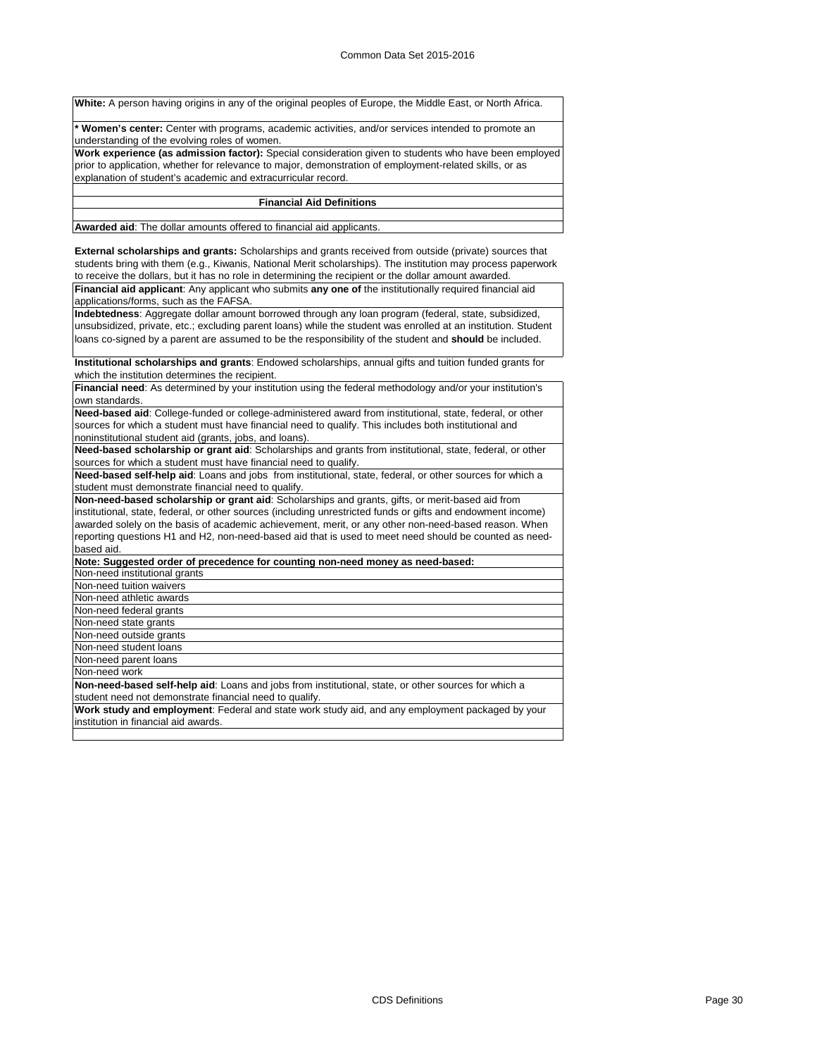**White:** A person having origins in any of the original peoples of Europe, the Middle East, or North Africa.

*** Women's center:** Center with programs, academic activities, and/or services intended to promote an understanding of the evolving roles of women.

**Work experience (as admission factor):** Special consideration given to students who have been employed prior to application, whether for relevance to major, demonstration of employment-related skills, or as explanation of student's academic and extracurricular record.

## Financial Aid Definitions

**Awarded aid**: The dollar amounts offered to financial aid applicants.

**External scholarships and grants:** Scholarships and grants received from outside (private) sources that students bring with them (e.g., Kiwanis, National Merit scholarships). The institution may process paperwork to receive the dollars, but it has no role in determining the recipient or the dollar amount awarded.

**Financial aid applicant**: Any applicant who submits **any one of** the institutionally required financial aid applications/forms, such as the FAFSA.

**Indebtedness**: Aggregate dollar amount borrowed through any loan program (federal, state, subsidized, unsubsidized, private, etc.; excluding parent loans) while the student was enrolled at an institution. Student loans co-signed by a parent are assumed to be the responsibility of the student and **should** be included.

**Institutional scholarships and grants**: Endowed scholarships, annual gifts and tuition funded grants for which the institution determines the recipient.

**Financial need**: As determined by your institution using the federal methodology and/or your institution's own standards.

**Need-based aid**: College-funded or college-administered award from institutional, state, federal, or other sources for which a student must have financial need to qualify. This includes both institutional and noninstitutional student aid (grants, jobs, and loans).

**Need-based scholarship or grant aid**: Scholarships and grants from institutional, state, federal, or other sources for which a student must have financial need to qualify.

**Need-based self-help aid**: Loans and jobs from institutional, state, federal, or other sources for which a student must demonstrate financial need to qualify.

**Non-need-based scholarship or grant aid**: Scholarships and grants, gifts, or merit-based aid from institutional, state, federal, or other sources (including unrestricted funds or gifts and endowment income) awarded solely on the basis of academic achievement, merit, or any other non-need-based reason. When reporting questions H1 and H2, non-need-based aid that is used to meet need should be counted as need-based aid.

**Note: Suggested order of precedence for counting non-need money as need-based:**

- Non-need institutional grants
- Non-need tuition waivers
- Non-need athletic awards
- Non-need federal grants
- Non-need state grants
- Non-need outside grants
- Non-need student loans
- Non-need parent loans
- Non-need work

**Non-need-based self-help aid**: Loans and jobs from institutional, state, or other sources for which a student need not demonstrate financial need to qualify.

**Work study and employment**: Federal and state work study aid, and any employment packaged by your institution in financial aid awards.